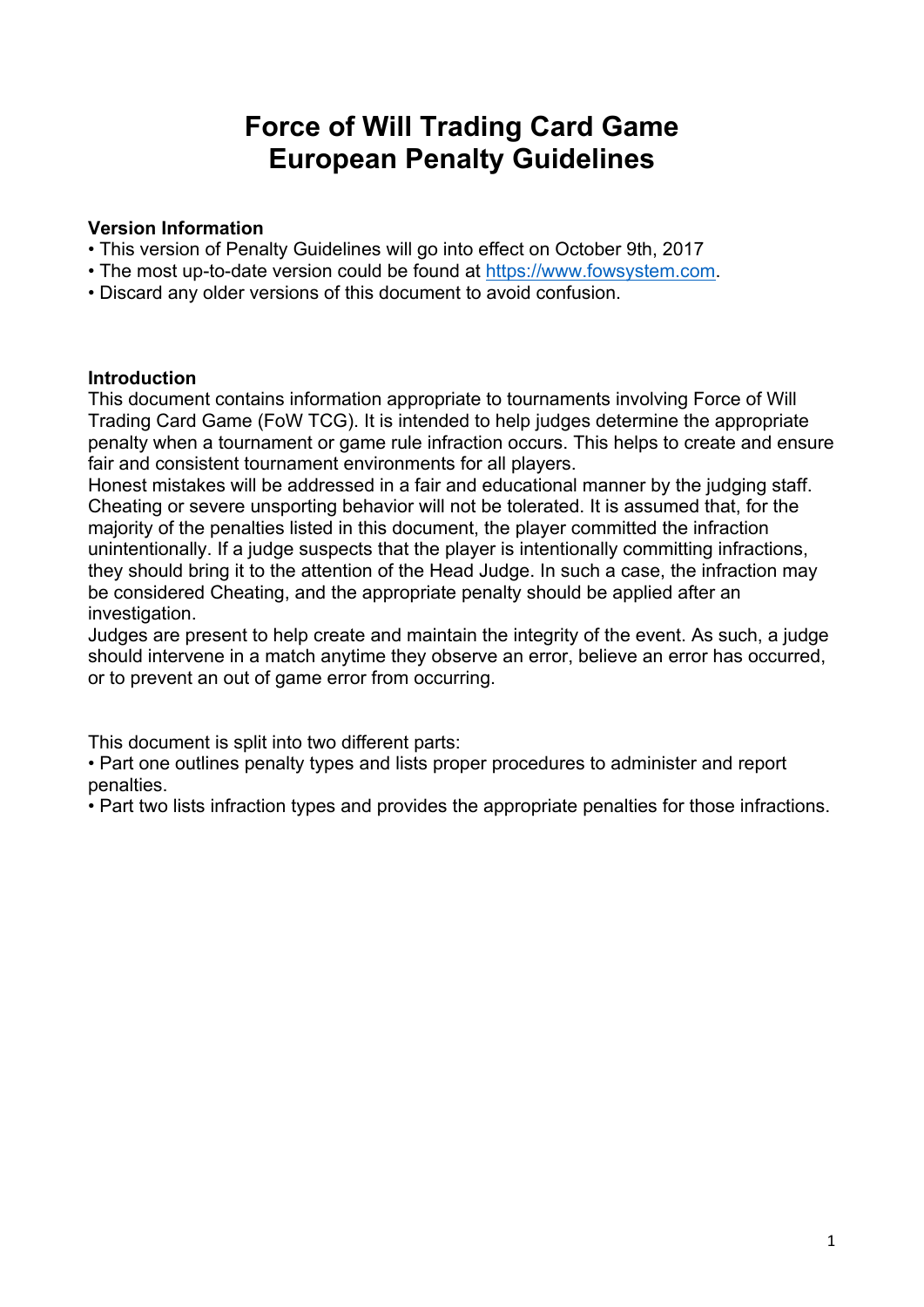# Force of Will Trading Card Game
# European Penalty Guidelines

**Version Information**

- This version of Penalty Guidelines will go into effect on October 9th, 2017
- The most up-to-date version could be found at [https://www.fowsystem.com](https://www.fowsystem.com).
- Discard any older versions of this document to avoid confusion.

**Introduction**

This document contains information appropriate to tournaments involving Force of Will Trading Card Game (FoW TCG). It is intended to help judges determine the appropriate penalty when a tournament or game rule infraction occurs. This helps to create and ensure fair and consistent tournament environments for all players.

Honest mistakes will be addressed in a fair and educational manner by the judging staff. Cheating or severe unsporting behavior will not be tolerated. It is assumed that, for the majority of the penalties listed in this document, the player committed the infraction unintentionally. If a judge suspects that the player is intentionally committing infractions, they should bring it to the attention of the Head Judge. In such a case, the infraction may be considered Cheating, and the appropriate penalty should be applied after an investigation.

Judges are present to help create and maintain the integrity of the event. As such, a judge should intervene in a match anytime they observe an error, believe an error has occurred, or to prevent an out of game error from occurring.

This document is split into two different parts:

- Part one outlines penalty types and lists proper procedures to administer and report penalties.
- Part two lists infraction types and provides the appropriate penalties for those infractions.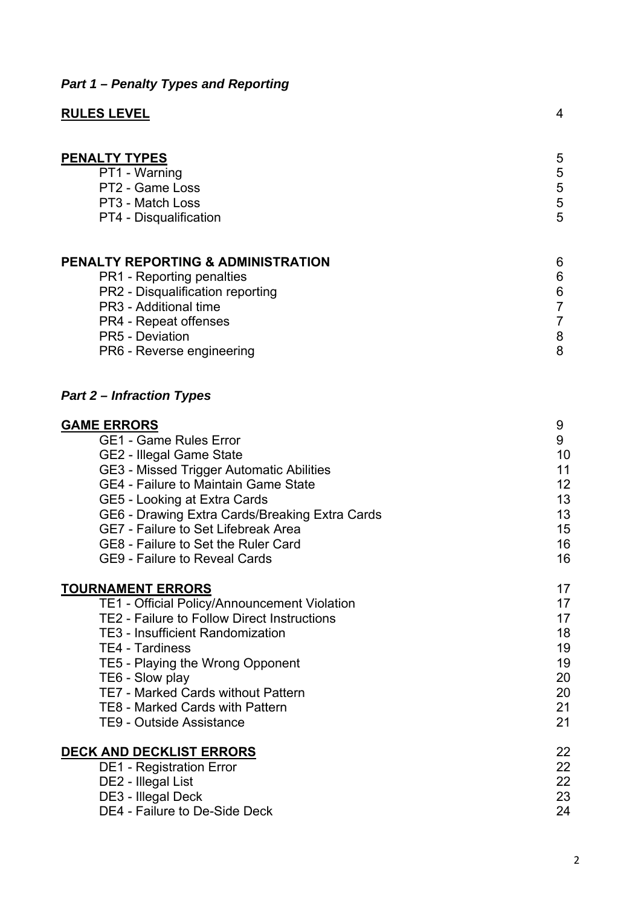## *Part 1 – Penalty Types and Reporting*

| | |
|---|---|
| **RULES LEVEL** | 4 |
| | |
| **PENALTY TYPES** | 5 |
| PT1 - Warning | 5 |
| PT2 - Game Loss | 5 |
| PT3 - Match Loss | 5 |
| PT4 - Disqualification | 5 |
| | |
| **PENALTY REPORTING & ADMINISTRATION** | 6 |
| PR1 - Reporting penalties | 6 |
| PR2 - Disqualification reporting | 6 |
| PR3 - Additional time | 7 |
| PR4 - Repeat offenses | 7 |
| PR5 - Deviation | 8 |
| PR6 - Reverse engineering | 8 |

## *Part 2 – Infraction Types*

| | |
|---|---|
| **GAME ERRORS** | 9 |
| GE1 - Game Rules Error | 9 |
| GE2 - Illegal Game State | 10 |
| GE3 - Missed Trigger Automatic Abilities | 11 |
| GE4 - Failure to Maintain Game State | 12 |
| GE5 - Looking at Extra Cards | 13 |
| GE6 - Drawing Extra Cards/Breaking Extra Cards | 13 |
| GE7 - Failure to Set Lifebreak Area | 15 |
| GE8 - Failure to Set the Ruler Card | 16 |
| GE9 - Failure to Reveal Cards | 16 |
| | |
| **TOURNAMENT ERRORS** | 17 |
| TE1 - Official Policy/Announcement Violation | 17 |
| TE2 - Failure to Follow Direct Instructions | 17 |
| TE3 - Insufficient Randomization | 18 |
| TE4 - Tardiness | 19 |
| TE5 - Playing the Wrong Opponent | 19 |
| TE6 - Slow play | 20 |
| TE7 - Marked Cards without Pattern | 20 |
| TE8 - Marked Cards with Pattern | 21 |
| TE9 - Outside Assistance | 21 |
| | |
| **DECK AND DECKLIST ERRORS** | 22 |
| DE1 - Registration Error | 22 |
| DE2 - Illegal List | 22 |
| DE3 - Illegal Deck | 23 |
| DE4 - Failure to De-Side Deck | 24 |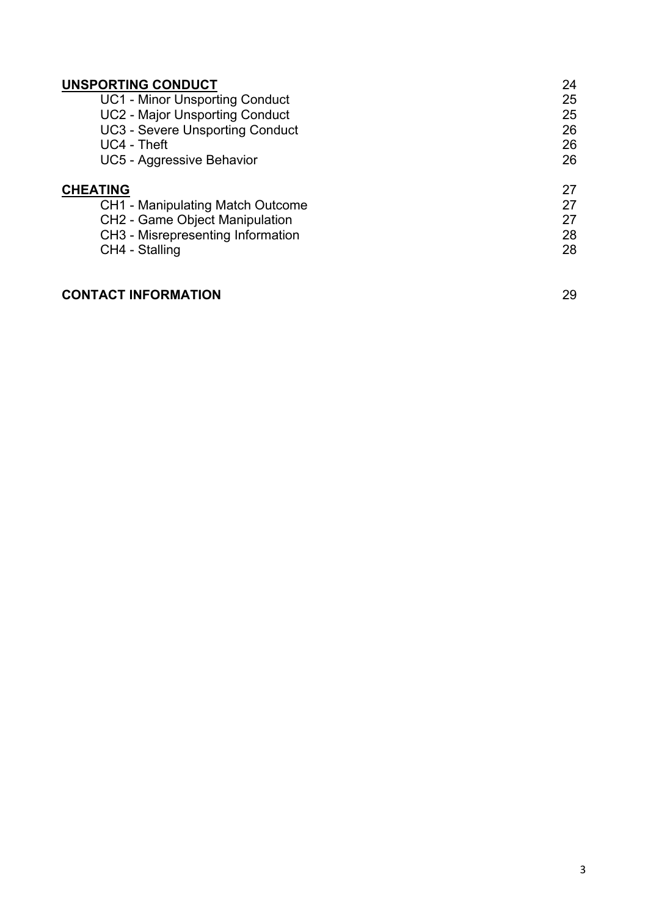| | |
|---|---|
| **UNSPORTING CONDUCT** | 24 |
| UC1 - Minor Unsporting Conduct | 25 |
| UC2 - Major Unsporting Conduct | 25 |
| UC3 - Severe Unsporting Conduct | 26 |
| UC4 - Theft | 26 |
| UC5 - Aggressive Behavior | 26 |
| **CHEATING** | 27 |
| CH1 - Manipulating Match Outcome | 27 |
| CH2 - Game Object Manipulation | 27 |
| CH3 - Misrepresenting Information | 28 |
| CH4 - Stalling | 28 |
| **CONTACT INFORMATION** | 29 |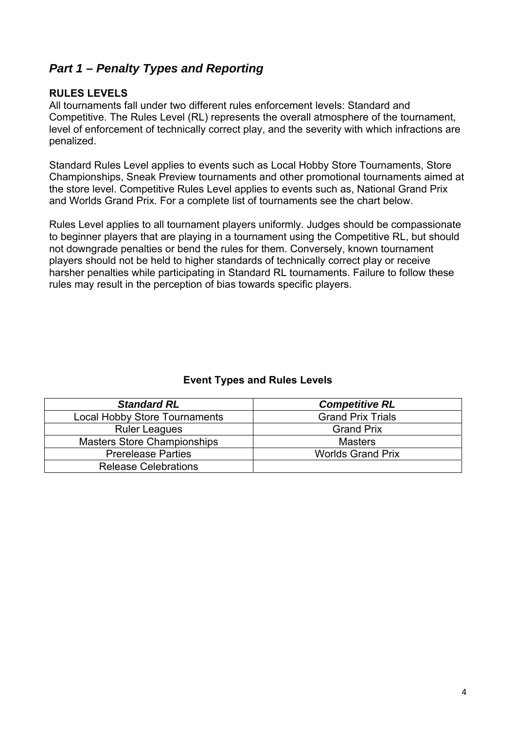## *Part 1 – Penalty Types and Reporting*

### RULES LEVELS

All tournaments fall under two different rules enforcement levels: Standard and Competitive. The Rules Level (RL) represents the overall atmosphere of the tournament, level of enforcement of technically correct play, and the severity with which infractions are penalized.

Standard Rules Level applies to events such as Local Hobby Store Tournaments, Store Championships, Sneak Preview tournaments and other promotional tournaments aimed at the store level. Competitive Rules Level applies to events such as, National Grand Prix and Worlds Grand Prix. For a complete list of tournaments see the chart below.

Rules Level applies to all tournament players uniformly. Judges should be compassionate to beginner players that are playing in a tournament using the Competitive RL, but should not downgrade penalties or bend the rules for them. Conversely, known tournament players should not be held to higher standards of technically correct play or receive harsher penalties while participating in Standard RL tournaments. Failure to follow these rules may result in the perception of bias towards specific players.

**Event Types and Rules Levels**

| ***Standard RL*** | ***Competitive RL*** |
|---|---|
| Local Hobby Store Tournaments | Grand Prix Trials |
| Ruler Leagues | Grand Prix |
| Masters Store Championships | Masters |
| Prerelease Parties | Worlds Grand Prix |
| Release Celebrations | |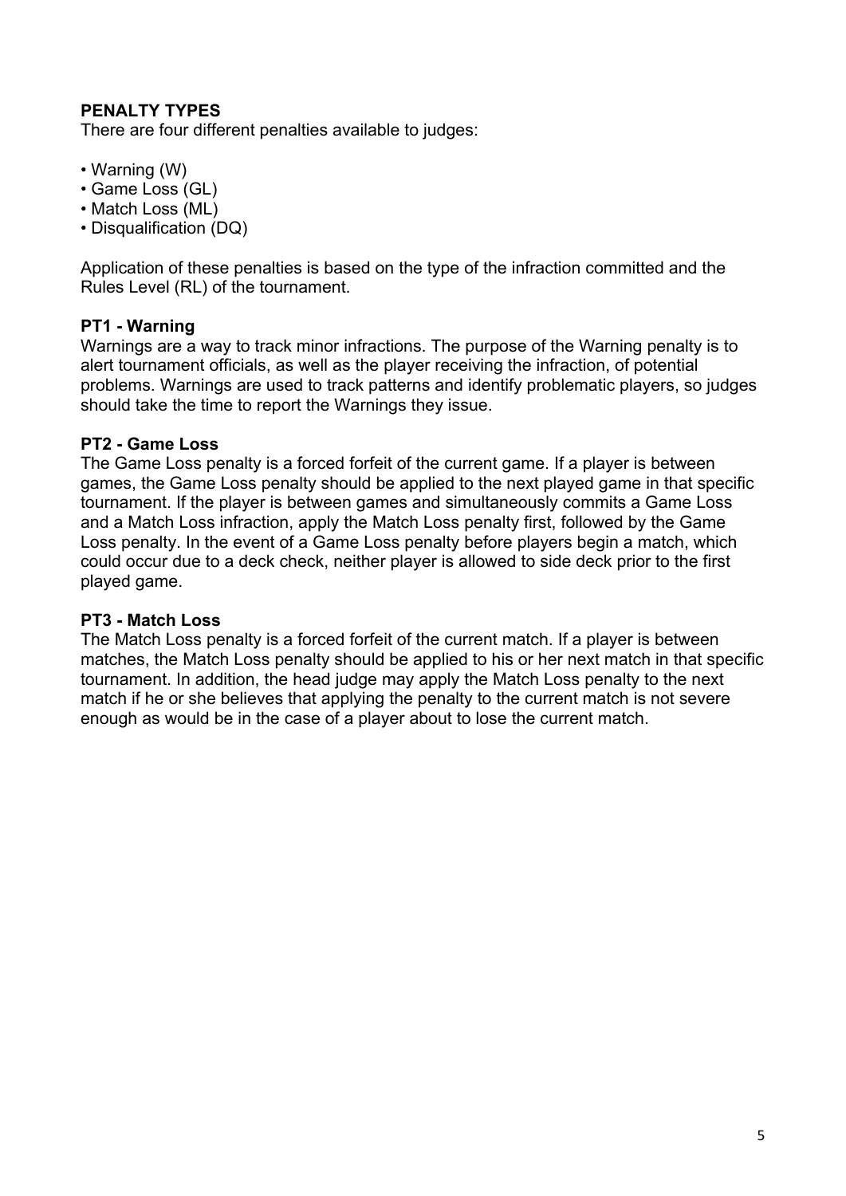## PENALTY TYPES

There are four different penalties available to judges:

- Warning (W)
- Game Loss (GL)
- Match Loss (ML)
- Disqualification (DQ)

Application of these penalties is based on the type of the infraction committed and the Rules Level (RL) of the tournament.

### PT1 - Warning

Warnings are a way to track minor infractions. The purpose of the Warning penalty is to alert tournament officials, as well as the player receiving the infraction, of potential problems. Warnings are used to track patterns and identify problematic players, so judges should take the time to report the Warnings they issue.

### PT2 - Game Loss

The Game Loss penalty is a forced forfeit of the current game. If a player is between games, the Game Loss penalty should be applied to the next played game in that specific tournament. If the player is between games and simultaneously commits a Game Loss and a Match Loss infraction, apply the Match Loss penalty first, followed by the Game Loss penalty. In the event of a Game Loss penalty before players begin a match, which could occur due to a deck check, neither player is allowed to side deck prior to the first played game.

### PT3 - Match Loss

The Match Loss penalty is a forced forfeit of the current match. If a player is between matches, the Match Loss penalty should be applied to his or her next match in that specific tournament. In addition, the head judge may apply the Match Loss penalty to the next match if he or she believes that applying the penalty to the current match is not severe enough as would be in the case of a player about to lose the current match.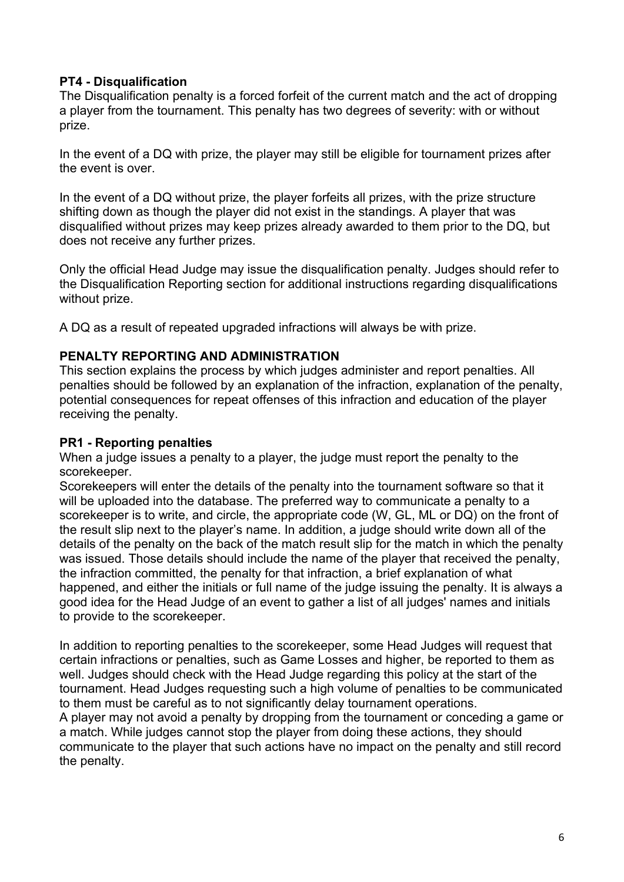### PT4 - Disqualification

The Disqualification penalty is a forced forfeit of the current match and the act of dropping a player from the tournament. This penalty has two degrees of severity: with or without prize.

In the event of a DQ with prize, the player may still be eligible for tournament prizes after the event is over.

In the event of a DQ without prize, the player forfeits all prizes, with the prize structure shifting down as though the player did not exist in the standings. A player that was disqualified without prizes may keep prizes already awarded to them prior to the DQ, but does not receive any further prizes.

Only the official Head Judge may issue the disqualification penalty. Judges should refer to the Disqualification Reporting section for additional instructions regarding disqualifications without prize.

A DQ as a result of repeated upgraded infractions will always be with prize.

## PENALTY REPORTING AND ADMINISTRATION

This section explains the process by which judges administer and report penalties. All penalties should be followed by an explanation of the infraction, explanation of the penalty, potential consequences for repeat offenses of this infraction and education of the player receiving the penalty.

### PR1 - Reporting penalties

When a judge issues a penalty to a player, the judge must report the penalty to the scorekeeper.

Scorekeepers will enter the details of the penalty into the tournament software so that it will be uploaded into the database. The preferred way to communicate a penalty to a scorekeeper is to write, and circle, the appropriate code (W, GL, ML or DQ) on the front of the result slip next to the player's name. In addition, a judge should write down all of the details of the penalty on the back of the match result slip for the match in which the penalty was issued. Those details should include the name of the player that received the penalty, the infraction committed, the penalty for that infraction, a brief explanation of what happened, and either the initials or full name of the judge issuing the penalty. It is always a good idea for the Head Judge of an event to gather a list of all judges' names and initials to provide to the scorekeeper.

In addition to reporting penalties to the scorekeeper, some Head Judges will request that certain infractions or penalties, such as Game Losses and higher, be reported to them as well. Judges should check with the Head Judge regarding this policy at the start of the tournament. Head Judges requesting such a high volume of penalties to be communicated to them must be careful as to not significantly delay tournament operations.

A player may not avoid a penalty by dropping from the tournament or conceding a game or a match. While judges cannot stop the player from doing these actions, they should communicate to the player that such actions have no impact on the penalty and still record the penalty.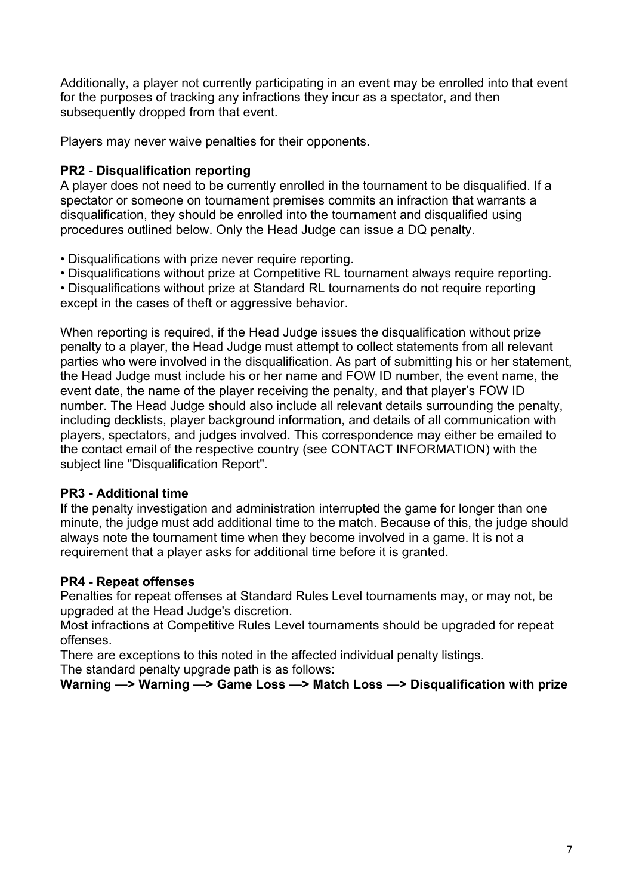Additionally, a player not currently participating in an event may be enrolled into that event for the purposes of tracking any infractions they incur as a spectator, and then subsequently dropped from that event.

Players may never waive penalties for their opponents.

### PR2 - Disqualification reporting

A player does not need to be currently enrolled in the tournament to be disqualified. If a spectator or someone on tournament premises commits an infraction that warrants a disqualification, they should be enrolled into the tournament and disqualified using procedures outlined below. Only the Head Judge can issue a DQ penalty.

- Disqualifications with prize never require reporting.
- Disqualifications without prize at Competitive RL tournament always require reporting.
- Disqualifications without prize at Standard RL tournaments do not require reporting except in the cases of theft or aggressive behavior.

When reporting is required, if the Head Judge issues the disqualification without prize penalty to a player, the Head Judge must attempt to collect statements from all relevant parties who were involved in the disqualification. As part of submitting his or her statement, the Head Judge must include his or her name and FOW ID number, the event name, the event date, the name of the player receiving the penalty, and that player's FOW ID number. The Head Judge should also include all relevant details surrounding the penalty, including decklists, player background information, and details of all communication with players, spectators, and judges involved. This correspondence may either be emailed to the contact email of the respective country (see CONTACT INFORMATION) with the subject line "Disqualification Report".

### PR3 - Additional time

If the penalty investigation and administration interrupted the game for longer than one minute, the judge must add additional time to the match. Because of this, the judge should always note the tournament time when they become involved in a game. It is not a requirement that a player asks for additional time before it is granted.

### PR4 - Repeat offenses

Penalties for repeat offenses at Standard Rules Level tournaments may, or may not, be upgraded at the Head Judge's discretion.

Most infractions at Competitive Rules Level tournaments should be upgraded for repeat offenses.

There are exceptions to this noted in the affected individual penalty listings.

The standard penalty upgrade path is as follows:

**Warning —> Warning —> Game Loss —> Match Loss —> Disqualification with prize**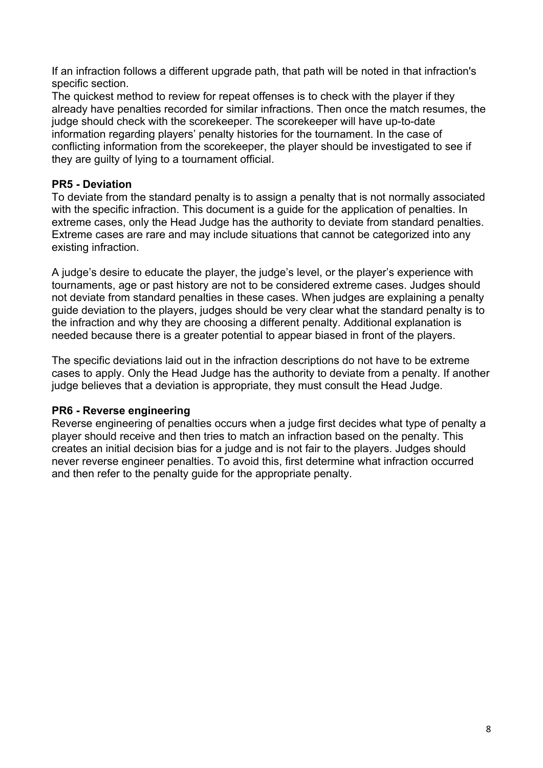If an infraction follows a different upgrade path, that path will be noted in that infraction's specific section.

The quickest method to review for repeat offenses is to check with the player if they already have penalties recorded for similar infractions. Then once the match resumes, the judge should check with the scorekeeper. The scorekeeper will have up-to-date information regarding players' penalty histories for the tournament. In the case of conflicting information from the scorekeeper, the player should be investigated to see if they are guilty of lying to a tournament official.

### PR5 - Deviation

To deviate from the standard penalty is to assign a penalty that is not normally associated with the specific infraction. This document is a guide for the application of penalties. In extreme cases, only the Head Judge has the authority to deviate from standard penalties. Extreme cases are rare and may include situations that cannot be categorized into any existing infraction.

A judge's desire to educate the player, the judge's level, or the player's experience with tournaments, age or past history are not to be considered extreme cases. Judges should not deviate from standard penalties in these cases. When judges are explaining a penalty guide deviation to the players, judges should be very clear what the standard penalty is to the infraction and why they are choosing a different penalty. Additional explanation is needed because there is a greater potential to appear biased in front of the players.

The specific deviations laid out in the infraction descriptions do not have to be extreme cases to apply. Only the Head Judge has the authority to deviate from a penalty. If another judge believes that a deviation is appropriate, they must consult the Head Judge.

### PR6 - Reverse engineering

Reverse engineering of penalties occurs when a judge first decides what type of penalty a player should receive and then tries to match an infraction based on the penalty. This creates an initial decision bias for a judge and is not fair to the players. Judges should never reverse engineer penalties. To avoid this, first determine what infraction occurred and then refer to the penalty guide for the appropriate penalty.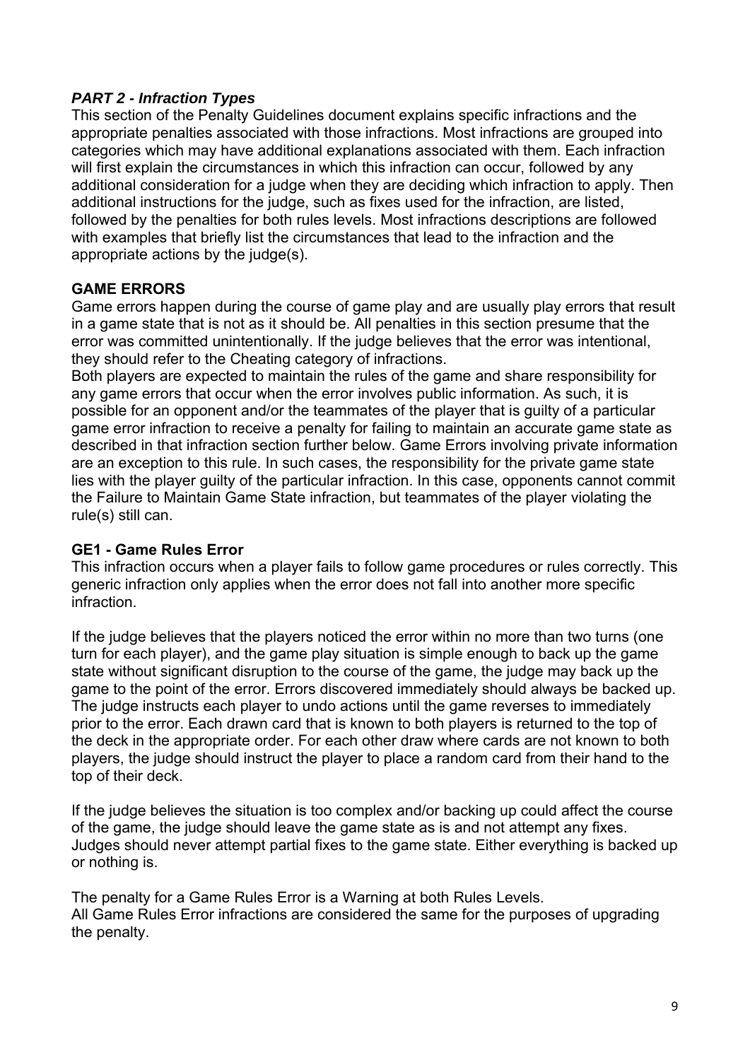## *PART 2 - Infraction Types*

This section of the Penalty Guidelines document explains specific infractions and the appropriate penalties associated with those infractions. Most infractions are grouped into categories which may have additional explanations associated with them. Each infraction will first explain the circumstances in which this infraction can occur, followed by any additional consideration for a judge when they are deciding which infraction to apply. Then additional instructions for the judge, such as fixes used for the infraction, are listed, followed by the penalties for both rules levels. Most infractions descriptions are followed with examples that briefly list the circumstances that lead to the infraction and the appropriate actions by the judge(s).

### GAME ERRORS

Game errors happen during the course of game play and are usually play errors that result in a game state that is not as it should be. All penalties in this section presume that the error was committed unintentionally. If the judge believes that the error was intentional, they should refer to the Cheating category of infractions.

Both players are expected to maintain the rules of the game and share responsibility for any game errors that occur when the error involves public information. As such, it is possible for an opponent and/or the teammates of the player that is guilty of a particular game error infraction to receive a penalty for failing to maintain an accurate game state as described in that infraction section further below. Game Errors involving private information are an exception to this rule. In such cases, the responsibility for the private game state lies with the player guilty of the particular infraction. In this case, opponents cannot commit the Failure to Maintain Game State infraction, but teammates of the player violating the rule(s) still can.

### GE1 - Game Rules Error

This infraction occurs when a player fails to follow game procedures or rules correctly. This generic infraction only applies when the error does not fall into another more specific infraction.

If the judge believes that the players noticed the error within no more than two turns (one turn for each player), and the game play situation is simple enough to back up the game state without significant disruption to the course of the game, the judge may back up the game to the point of the error. Errors discovered immediately should always be backed up. The judge instructs each player to undo actions until the game reverses to immediately prior to the error. Each drawn card that is known to both players is returned to the top of the deck in the appropriate order. For each other draw where cards are not known to both players, the judge should instruct the player to place a random card from their hand to the top of their deck.

If the judge believes the situation is too complex and/or backing up could affect the course of the game, the judge should leave the game state as is and not attempt any fixes. Judges should never attempt partial fixes to the game state. Either everything is backed up or nothing is.

The penalty for a Game Rules Error is a Warning at both Rules Levels.
All Game Rules Error infractions are considered the same for the purposes of upgrading the penalty.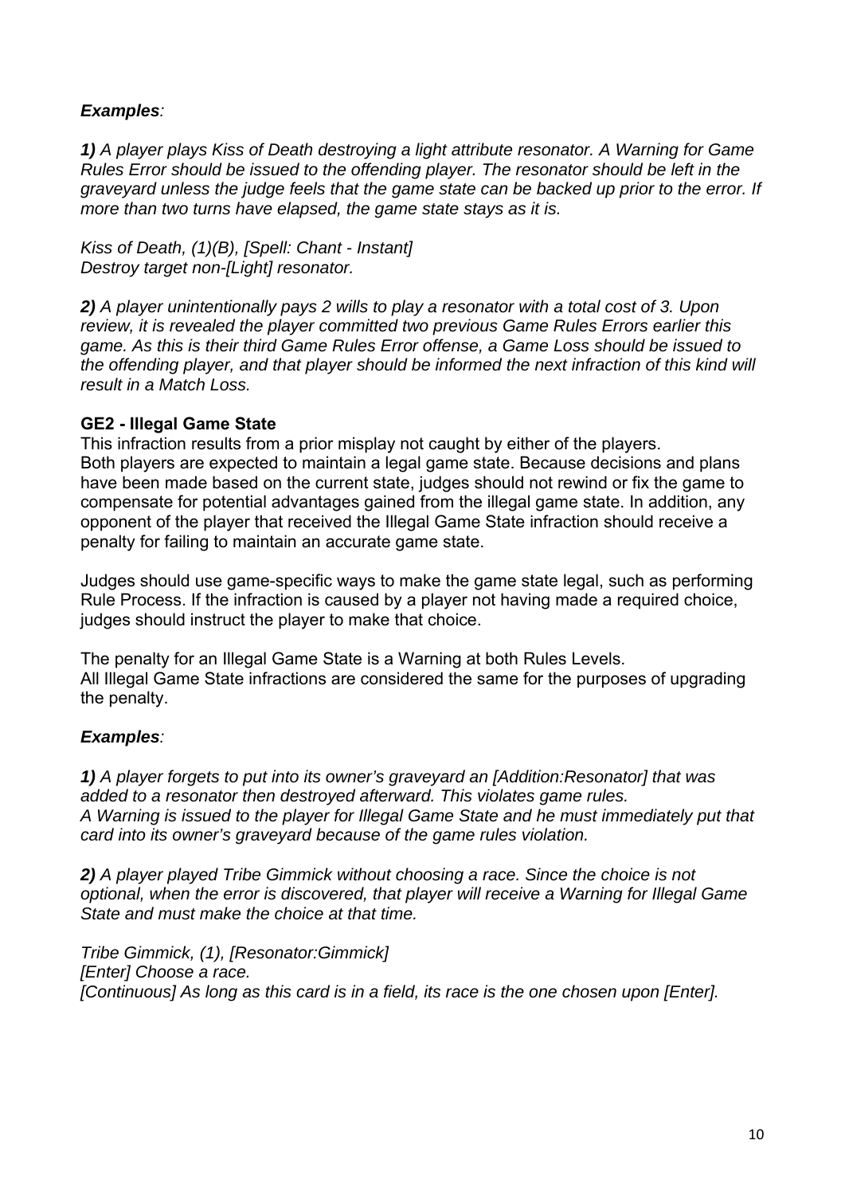***Examples**:*

***1)** A player plays Kiss of Death destroying a light attribute resonator. A Warning for Game Rules Error should be issued to the offending player. The resonator should be left in the graveyard unless the judge feels that the game state can be backed up prior to the error. If more than two turns have elapsed, the game state stays as it is.*

*Kiss of Death, (1)(B), [Spell: Chant - Instant]*
*Destroy target non-[Light] resonator.*

***2)** A player unintentionally pays 2 wills to play a resonator with a total cost of 3. Upon review, it is revealed the player committed two previous Game Rules Errors earlier this game. As this is their third Game Rules Error offense, a Game Loss should be issued to the offending player, and that player should be informed the next infraction of this kind will result in a Match Loss.*

### GE2 - Illegal Game State

This infraction results from a prior misplay not caught by either of the players. Both players are expected to maintain a legal game state. Because decisions and plans have been made based on the current state, judges should not rewind or fix the game to compensate for potential advantages gained from the illegal game state. In addition, any opponent of the player that received the Illegal Game State infraction should receive a penalty for failing to maintain an accurate game state.

Judges should use game-specific ways to make the game state legal, such as performing Rule Process. If the infraction is caused by a player not having made a required choice, judges should instruct the player to make that choice.

The penalty for an Illegal Game State is a Warning at both Rules Levels.
All Illegal Game State infractions are considered the same for the purposes of upgrading the penalty.

***Examples**:*

***1)** A player forgets to put into its owner's graveyard an [Addition:Resonator] that was added to a resonator then destroyed afterward. This violates game rules.*
*A Warning is issued to the player for Illegal Game State and he must immediately put that card into its owner's graveyard because of the game rules violation.*

***2)** A player played Tribe Gimmick without choosing a race. Since the choice is not optional, when the error is discovered, that player will receive a Warning for Illegal Game State and must make the choice at that time.*

*Tribe Gimmick, (1), [Resonator:Gimmick]*
*[Enter] Choose a race.*
*[Continuous] As long as this card is in a field, its race is the one chosen upon [Enter].*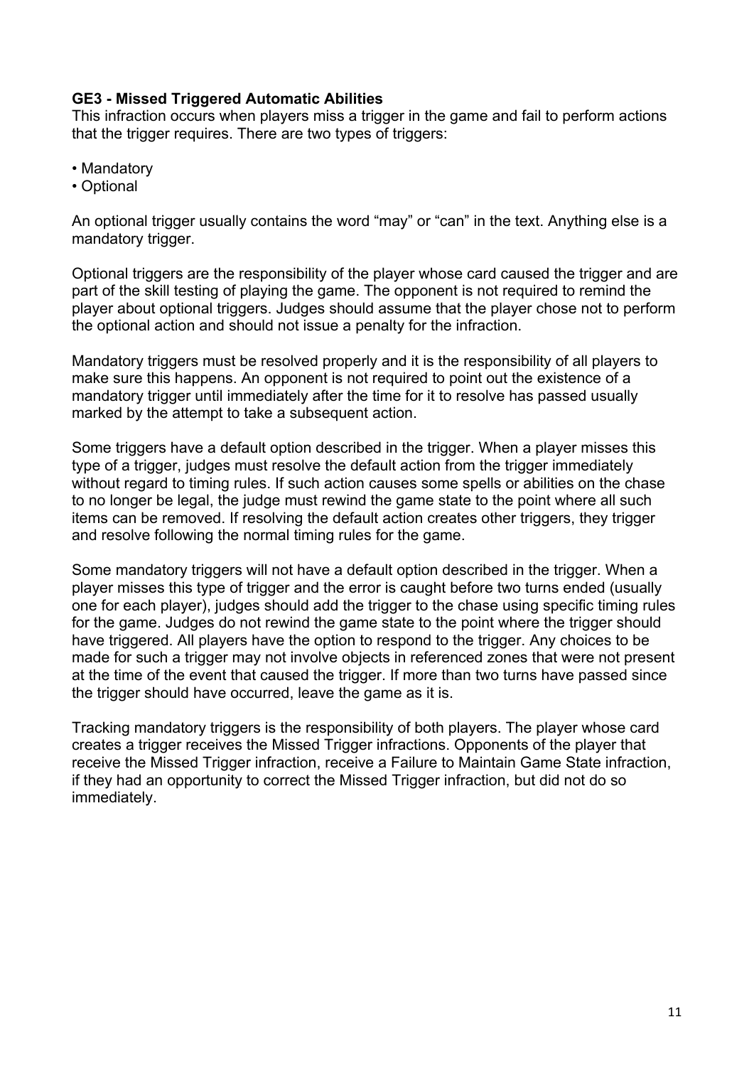**GE3 - Missed Triggered Automatic Abilities**
This infraction occurs when players miss a trigger in the game and fail to perform actions that the trigger requires. There are two types of triggers:

- Mandatory
- Optional

An optional trigger usually contains the word “may” or “can” in the text. Anything else is a mandatory trigger.

Optional triggers are the responsibility of the player whose card caused the trigger and are part of the skill testing of playing the game. The opponent is not required to remind the player about optional triggers. Judges should assume that the player chose not to perform the optional action and should not issue a penalty for the infraction.

Mandatory triggers must be resolved properly and it is the responsibility of all players to make sure this happens. An opponent is not required to point out the existence of a mandatory trigger until immediately after the time for it to resolve has passed usually marked by the attempt to take a subsequent action.

Some triggers have a default option described in the trigger. When a player misses this type of a trigger, judges must resolve the default action from the trigger immediately without regard to timing rules. If such action causes some spells or abilities on the chase to no longer be legal, the judge must rewind the game state to the point where all such items can be removed. If resolving the default action creates other triggers, they trigger and resolve following the normal timing rules for the game.

Some mandatory triggers will not have a default option described in the trigger. When a player misses this type of trigger and the error is caught before two turns ended (usually one for each player), judges should add the trigger to the chase using specific timing rules for the game. Judges do not rewind the game state to the point where the trigger should have triggered. All players have the option to respond to the trigger. Any choices to be made for such a trigger may not involve objects in referenced zones that were not present at the time of the event that caused the trigger. If more than two turns have passed since the trigger should have occurred, leave the game as it is.

Tracking mandatory triggers is the responsibility of both players. The player whose card creates a trigger receives the Missed Trigger infractions. Opponents of the player that receive the Missed Trigger infraction, receive a Failure to Maintain Game State infraction, if they had an opportunity to correct the Missed Trigger infraction, but did not do so immediately.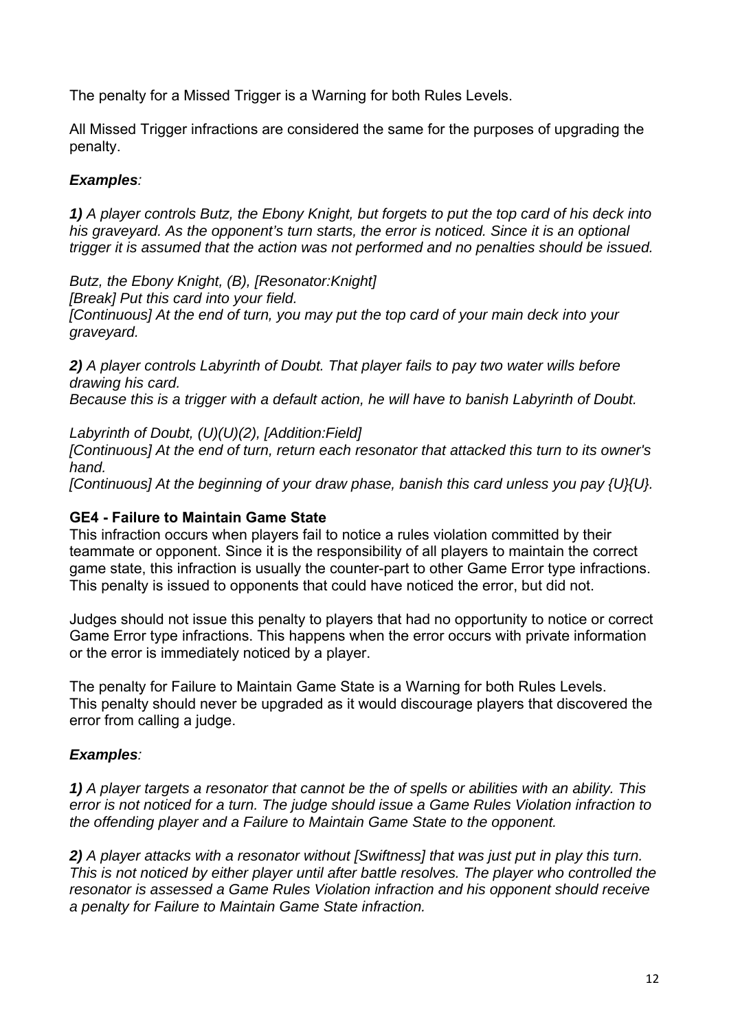The penalty for a Missed Trigger is a Warning for both Rules Levels.

All Missed Trigger infractions are considered the same for the purposes of upgrading the penalty.

***Examples**:*

***1)** A player controls Butz, the Ebony Knight, but forgets to put the top card of his deck into his graveyard. As the opponent's turn starts, the error is noticed. Since it is an optional trigger it is assumed that the action was not performed and no penalties should be issued.*

*Butz, the Ebony Knight, (B), [Resonator:Knight]*
*[Break] Put this card into your field.*
*[Continuous] At the end of turn, you may put the top card of your main deck into your graveyard.*

***2)** A player controls Labyrinth of Doubt. That player fails to pay two water wills before drawing his card.*
*Because this is a trigger with a default action, he will have to banish Labyrinth of Doubt.*

*Labyrinth of Doubt, (U)(U)(2), [Addition:Field]*
*[Continuous] At the end of turn, return each resonator that attacked this turn to its owner's hand.*
*[Continuous] At the beginning of your draw phase, banish this card unless you pay {U}{U}.*

### GE4 - Failure to Maintain Game State

This infraction occurs when players fail to notice a rules violation committed by their teammate or opponent. Since it is the responsibility of all players to maintain the correct game state, this infraction is usually the counter-part to other Game Error type infractions. This penalty is issued to opponents that could have noticed the error, but did not.

Judges should not issue this penalty to players that had no opportunity to notice or correct Game Error type infractions. This happens when the error occurs with private information or the error is immediately noticed by a player.

The penalty for Failure to Maintain Game State is a Warning for both Rules Levels.
This penalty should never be upgraded as it would discourage players that discovered the error from calling a judge.

***Examples**:*

***1)** A player targets a resonator that cannot be the of spells or abilities with an ability. This error is not noticed for a turn. The judge should issue a Game Rules Violation infraction to the offending player and a Failure to Maintain Game State to the opponent.*

***2)** A player attacks with a resonator without [Swiftness] that was just put in play this turn. This is not noticed by either player until after battle resolves. The player who controlled the resonator is assessed a Game Rules Violation infraction and his opponent should receive a penalty for Failure to Maintain Game State infraction.*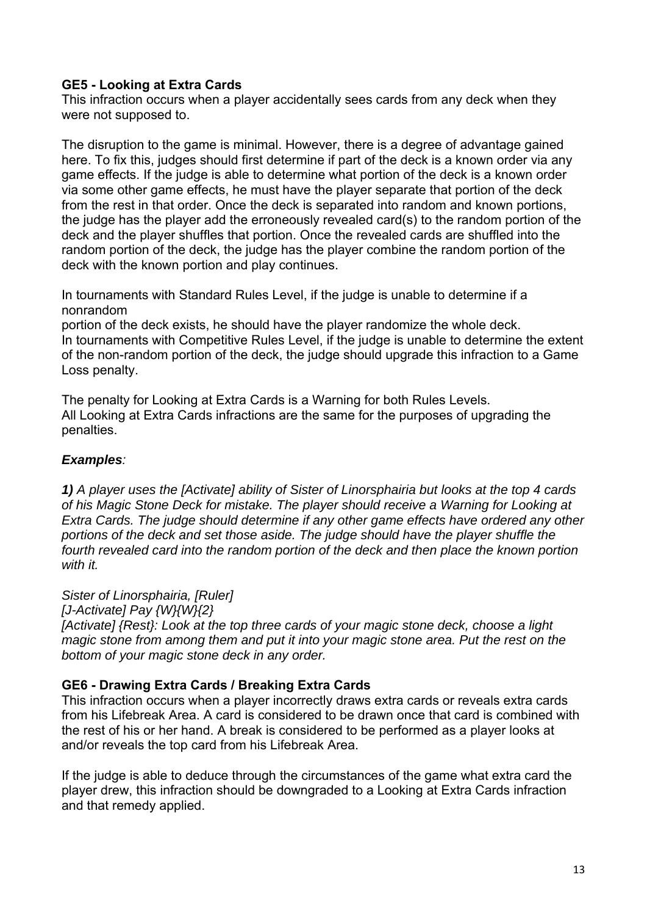### GE5 - Looking at Extra Cards

This infraction occurs when a player accidentally sees cards from any deck when they were not supposed to.

The disruption to the game is minimal. However, there is a degree of advantage gained here. To fix this, judges should first determine if part of the deck is a known order via any game effects. If the judge is able to determine what portion of the deck is a known order via some other game effects, he must have the player separate that portion of the deck from the rest in that order. Once the deck is separated into random and known portions, the judge has the player add the erroneously revealed card(s) to the random portion of the deck and the player shuffles that portion. Once the revealed cards are shuffled into the random portion of the deck, the judge has the player combine the random portion of the deck with the known portion and play continues.

In tournaments with Standard Rules Level, if the judge is unable to determine if a nonrandom portion of the deck exists, he should have the player randomize the whole deck.
In tournaments with Competitive Rules Level, if the judge is unable to determine the extent of the non-random portion of the deck, the judge should upgrade this infraction to a Game Loss penalty.

The penalty for Looking at Extra Cards is a Warning for both Rules Levels.
All Looking at Extra Cards infractions are the same for the purposes of upgrading the penalties.

***Examples**:*

***1)** A player uses the [Activate] ability of Sister of Linorsphairia but looks at the top 4 cards of his Magic Stone Deck for mistake. The player should receive a Warning for Looking at Extra Cards. The judge should determine if any other game effects have ordered any other portions of the deck and set those aside. The judge should have the player shuffle the fourth revealed card into the random portion of the deck and then place the known portion with it.*

*Sister of Linorsphairia, [Ruler]*
*[J-Activate] Pay {W}{W}{2}*
*[Activate] {Rest}: Look at the top three cards of your magic stone deck, choose a light magic stone from among them and put it into your magic stone area. Put the rest on the bottom of your magic stone deck in any order.*

### GE6 - Drawing Extra Cards / Breaking Extra Cards

This infraction occurs when a player incorrectly draws extra cards or reveals extra cards from his Lifebreak Area. A card is considered to be drawn once that card is combined with the rest of his or her hand. A break is considered to be performed as a player looks at and/or reveals the top card from his Lifebreak Area.

If the judge is able to deduce through the circumstances of the game what extra card the player drew, this infraction should be downgraded to a Looking at Extra Cards infraction and that remedy applied.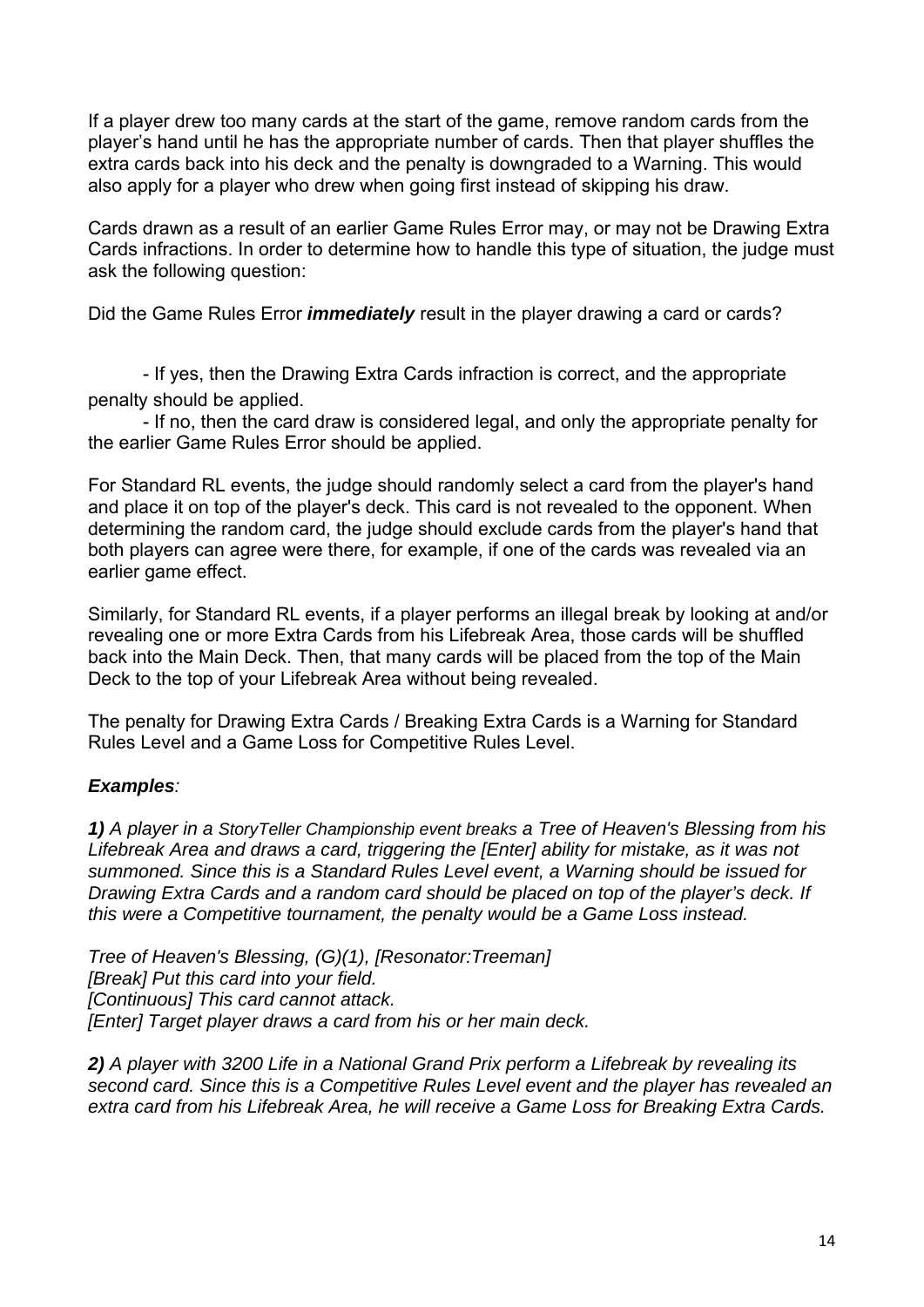If a player drew too many cards at the start of the game, remove random cards from the player's hand until he has the appropriate number of cards. Then that player shuffles the extra cards back into his deck and the penalty is downgraded to a Warning. This would also apply for a player who drew when going first instead of skipping his draw.

Cards drawn as a result of an earlier Game Rules Error may, or may not be Drawing Extra Cards infractions. In order to determine how to handle this type of situation, the judge must ask the following question:

Did the Game Rules Error ***immediately*** result in the player drawing a card or cards?

- If yes, then the Drawing Extra Cards infraction is correct, and the appropriate penalty should be applied.
- If no, then the card draw is considered legal, and only the appropriate penalty for the earlier Game Rules Error should be applied.

For Standard RL events, the judge should randomly select a card from the player's hand and place it on top of the player's deck. This card is not revealed to the opponent. When determining the random card, the judge should exclude cards from the player's hand that both players can agree were there, for example, if one of the cards was revealed via an earlier game effect.

Similarly, for Standard RL events, if a player performs an illegal break by looking at and/or revealing one or more Extra Cards from his Lifebreak Area, those cards will be shuffled back into the Main Deck. Then, that many cards will be placed from the top of the Main Deck to the top of your Lifebreak Area without being revealed.

The penalty for Drawing Extra Cards / Breaking Extra Cards is a Warning for Standard Rules Level and a Game Loss for Competitive Rules Level.

***Examples**:*

***1)** A player in a StoryTeller Championship event breaks a Tree of Heaven's Blessing from his Lifebreak Area and draws a card, triggering the [Enter] ability for mistake, as it was not summoned. Since this is a Standard Rules Level event, a Warning should be issued for Drawing Extra Cards and a random card should be placed on top of the player's deck. If this were a Competitive tournament, the penalty would be a Game Loss instead.*

*Tree of Heaven's Blessing, (G)(1), [Resonator:Treeman]*
*[Break] Put this card into your field.*
*[Continuous] This card cannot attack.*
*[Enter] Target player draws a card from his or her main deck.*

***2)** A player with 3200 Life in a National Grand Prix perform a Lifebreak by revealing its second card. Since this is a Competitive Rules Level event and the player has revealed an extra card from his Lifebreak Area, he will receive a Game Loss for Breaking Extra Cards.*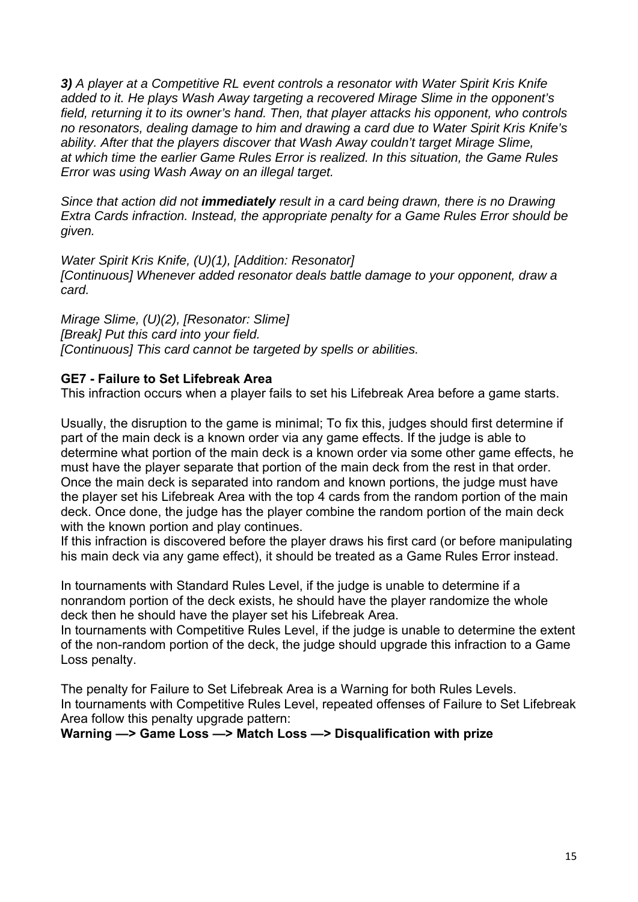***3)*** *A player at a Competitive RL event controls a resonator with Water Spirit Kris Knife added to it. He plays Wash Away targeting a recovered Mirage Slime in the opponent's field, returning it to its owner's hand. Then, that player attacks his opponent, who controls no resonators, dealing damage to him and drawing a card due to Water Spirit Kris Knife's ability. After that the players discover that Wash Away couldn't target Mirage Slime, at which time the earlier Game Rules Error is realized. In this situation, the Game Rules Error was using Wash Away on an illegal target.*

*Since that action did not* ***immediately*** *result in a card being drawn, there is no Drawing Extra Cards infraction. Instead, the appropriate penalty for a Game Rules Error should be given.*

*Water Spirit Kris Knife, (U)(1), [Addition: Resonator]*
*[Continuous] Whenever added resonator deals battle damage to your opponent, draw a card.*

*Mirage Slime, (U)(2), [Resonator: Slime]*
*[Break] Put this card into your field.*
*[Continuous] This card cannot be targeted by spells or abilities.*

### GE7 - Failure to Set Lifebreak Area

This infraction occurs when a player fails to set his Lifebreak Area before a game starts.

Usually, the disruption to the game is minimal; To fix this, judges should first determine if part of the main deck is a known order via any game effects. If the judge is able to determine what portion of the main deck is a known order via some other game effects, he must have the player separate that portion of the main deck from the rest in that order. Once the main deck is separated into random and known portions, the judge must have the player set his Lifebreak Area with the top 4 cards from the random portion of the main deck. Once done, the judge has the player combine the random portion of the main deck with the known portion and play continues.
If this infraction is discovered before the player draws his first card (or before manipulating his main deck via any game effect), it should be treated as a Game Rules Error instead.

In tournaments with Standard Rules Level, if the judge is unable to determine if a nonrandom portion of the deck exists, he should have the player randomize the whole deck then he should have the player set his Lifebreak Area.
In tournaments with Competitive Rules Level, if the judge is unable to determine the extent of the non-random portion of the deck, the judge should upgrade this infraction to a Game Loss penalty.

The penalty for Failure to Set Lifebreak Area is a Warning for both Rules Levels.
In tournaments with Competitive Rules Level, repeated offenses of Failure to Set Lifebreak Area follow this penalty upgrade pattern:
**Warning —> Game Loss —> Match Loss —> Disqualification with prize**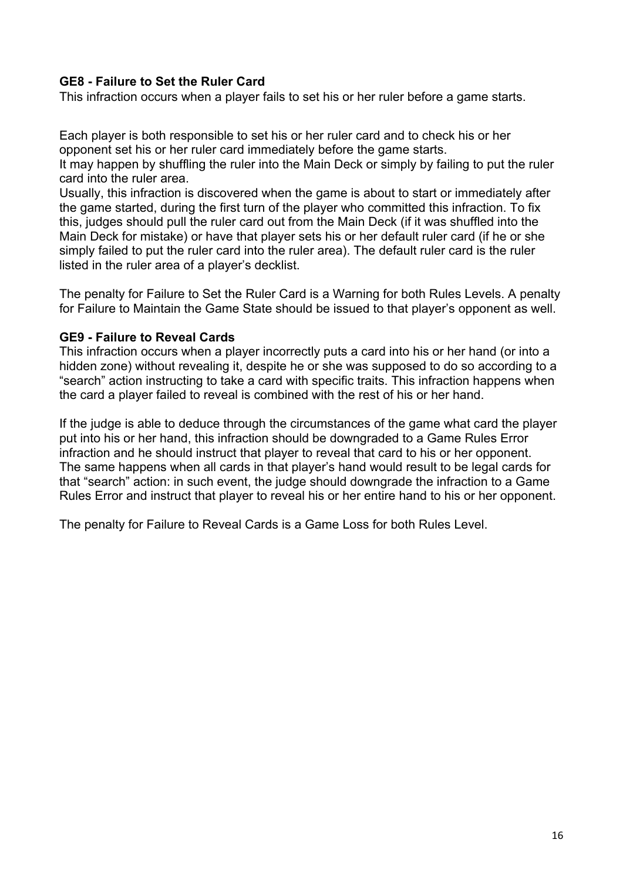**GE8 - Failure to Set the Ruler Card**

This infraction occurs when a player fails to set his or her ruler before a game starts.

Each player is both responsible to set his or her ruler card and to check his or her opponent set his or her ruler card immediately before the game starts.
It may happen by shuffling the ruler into the Main Deck or simply by failing to put the ruler card into the ruler area.
Usually, this infraction is discovered when the game is about to start or immediately after the game started, during the first turn of the player who committed this infraction. To fix this, judges should pull the ruler card out from the Main Deck (if it was shuffled into the Main Deck for mistake) or have that player sets his or her default ruler card (if he or she simply failed to put the ruler card into the ruler area). The default ruler card is the ruler listed in the ruler area of a player's decklist.

The penalty for Failure to Set the Ruler Card is a Warning for both Rules Levels. A penalty for Failure to Maintain the Game State should be issued to that player's opponent as well.

**GE9 - Failure to Reveal Cards**

This infraction occurs when a player incorrectly puts a card into his or her hand (or into a hidden zone) without revealing it, despite he or she was supposed to do so according to a "search" action instructing to take a card with specific traits. This infraction happens when the card a player failed to reveal is combined with the rest of his or her hand.

If the judge is able to deduce through the circumstances of the game what card the player put into his or her hand, this infraction should be downgraded to a Game Rules Error infraction and he should instruct that player to reveal that card to his or her opponent. The same happens when all cards in that player's hand would result to be legal cards for that "search" action: in such event, the judge should downgrade the infraction to a Game Rules Error and instruct that player to reveal his or her entire hand to his or her opponent.

The penalty for Failure to Reveal Cards is a Game Loss for both Rules Level.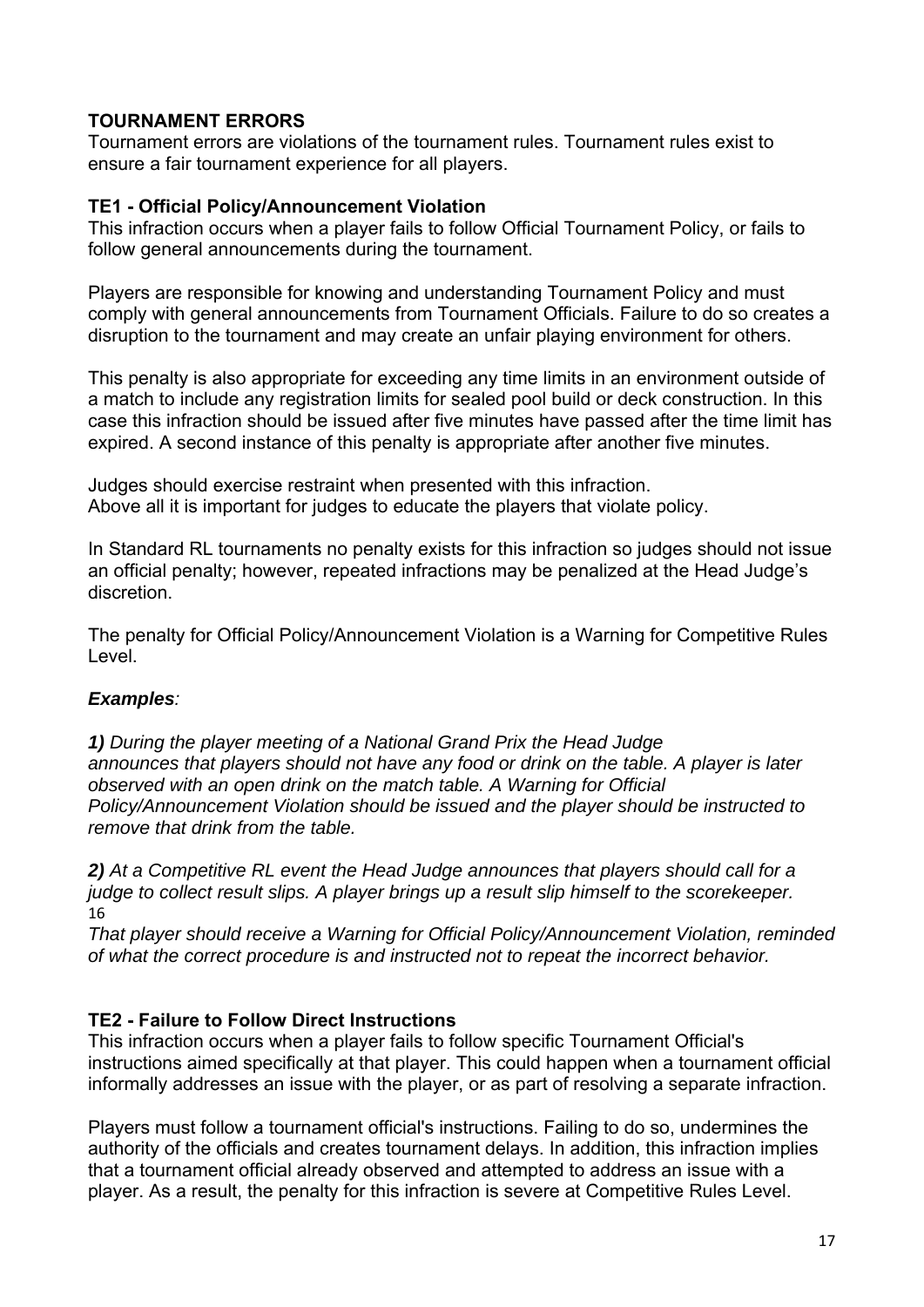## TOURNAMENT ERRORS

Tournament errors are violations of the tournament rules. Tournament rules exist to ensure a fair tournament experience for all players.

### TE1 - Official Policy/Announcement Violation

This infraction occurs when a player fails to follow Official Tournament Policy, or fails to follow general announcements during the tournament.

Players are responsible for knowing and understanding Tournament Policy and must comply with general announcements from Tournament Officials. Failure to do so creates a disruption to the tournament and may create an unfair playing environment for others.

This penalty is also appropriate for exceeding any time limits in an environment outside of a match to include any registration limits for sealed pool build or deck construction. In this case this infraction should be issued after five minutes have passed after the time limit has expired. A second instance of this penalty is appropriate after another five minutes.

Judges should exercise restraint when presented with this infraction.
Above all it is important for judges to educate the players that violate policy.

In Standard RL tournaments no penalty exists for this infraction so judges should not issue an official penalty; however, repeated infractions may be penalized at the Head Judge's discretion.

The penalty for Official Policy/Announcement Violation is a Warning for Competitive Rules Level.

***Examples**:*

***1)** During the player meeting of a National Grand Prix the Head Judge announces that players should not have any food or drink on the table. A player is later observed with an open drink on the match table. A Warning for Official Policy/Announcement Violation should be issued and the player should be instructed to remove that drink from the table.*

***2)** At a Competitive RL event the Head Judge announces that players should call for a judge to collect result slips. A player brings up a result slip himself to the scorekeeper. That player should receive a Warning for Official Policy/Announcement Violation, reminded of what the correct procedure is and instructed not to repeat the incorrect behavior.*

### TE2 - Failure to Follow Direct Instructions

This infraction occurs when a player fails to follow specific Tournament Official's instructions aimed specifically at that player. This could happen when a tournament official informally addresses an issue with the player, or as part of resolving a separate infraction.

Players must follow a tournament official's instructions. Failing to do so, undermines the authority of the officials and creates tournament delays. In addition, this infraction implies that a tournament official already observed and attempted to address an issue with a player. As a result, the penalty for this infraction is severe at Competitive Rules Level.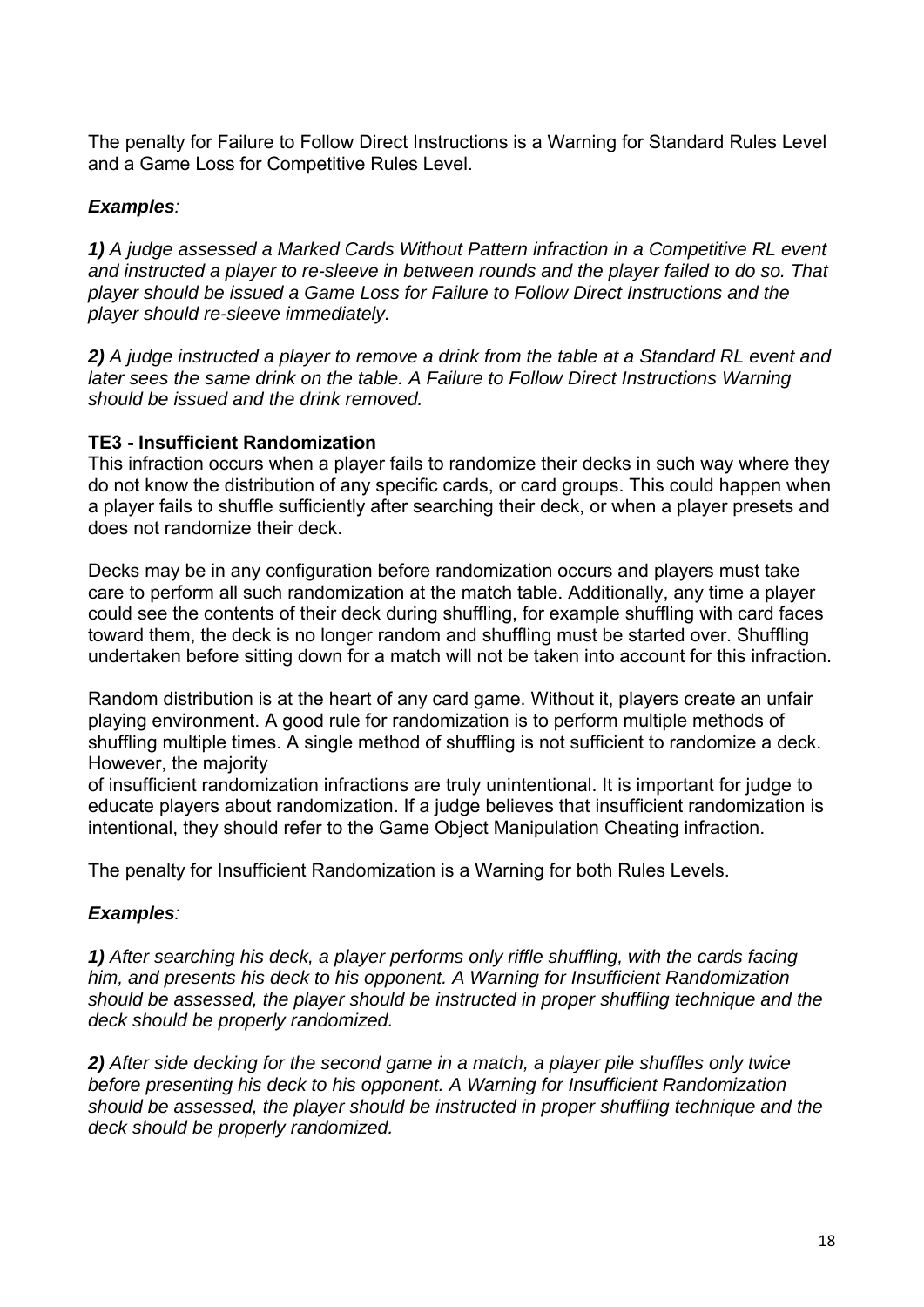The penalty for Failure to Follow Direct Instructions is a Warning for Standard Rules Level and a Game Loss for Competitive Rules Level.

***Examples***:

***1)*** *A judge assessed a Marked Cards Without Pattern infraction in a Competitive RL event and instructed a player to re-sleeve in between rounds and the player failed to do so. That player should be issued a Game Loss for Failure to Follow Direct Instructions and the player should re-sleeve immediately.*

***2)*** *A judge instructed a player to remove a drink from the table at a Standard RL event and later sees the same drink on the table. A Failure to Follow Direct Instructions Warning should be issued and the drink removed.*

**TE3 - Insufficient Randomization**

This infraction occurs when a player fails to randomize their decks in such way where they do not know the distribution of any specific cards, or card groups. This could happen when a player fails to shuffle sufficiently after searching their deck, or when a player presets and does not randomize their deck.

Decks may be in any configuration before randomization occurs and players must take care to perform all such randomization at the match table. Additionally, any time a player could see the contents of their deck during shuffling, for example shuffling with card faces toward them, the deck is no longer random and shuffling must be started over. Shuffling undertaken before sitting down for a match will not be taken into account for this infraction.

Random distribution is at the heart of any card game. Without it, players create an unfair playing environment. A good rule for randomization is to perform multiple methods of shuffling multiple times. A single method of shuffling is not sufficient to randomize a deck. However, the majority of insufficient randomization infractions are truly unintentional. It is important for judge to educate players about randomization. If a judge believes that insufficient randomization is intentional, they should refer to the Game Object Manipulation Cheating infraction.

The penalty for Insufficient Randomization is a Warning for both Rules Levels.

***Examples***:

***1)*** *After searching his deck, a player performs only riffle shuffling, with the cards facing him, and presents his deck to his opponent. A Warning for Insufficient Randomization should be assessed, the player should be instructed in proper shuffling technique and the deck should be properly randomized.*

***2)*** *After side decking for the second game in a match, a player pile shuffles only twice before presenting his deck to his opponent. A Warning for Insufficient Randomization should be assessed, the player should be instructed in proper shuffling technique and the deck should be properly randomized.*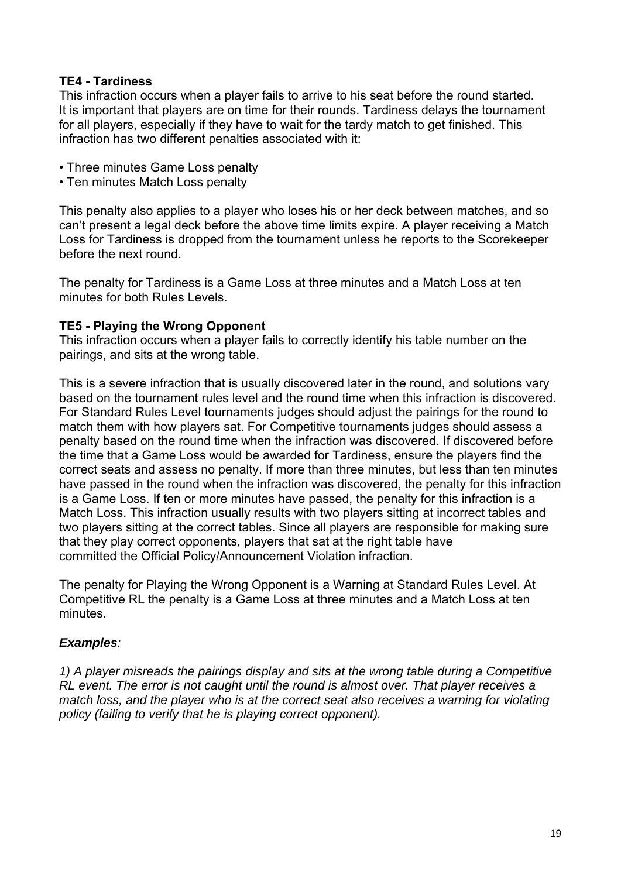**TE4 - Tardiness**

This infraction occurs when a player fails to arrive to his seat before the round started. It is important that players are on time for their rounds. Tardiness delays the tournament for all players, especially if they have to wait for the tardy match to get finished. This infraction has two different penalties associated with it:

- Three minutes Game Loss penalty
- Ten minutes Match Loss penalty

This penalty also applies to a player who loses his or her deck between matches, and so can't present a legal deck before the above time limits expire. A player receiving a Match Loss for Tardiness is dropped from the tournament unless he reports to the Scorekeeper before the next round.

The penalty for Tardiness is a Game Loss at three minutes and a Match Loss at ten minutes for both Rules Levels.

**TE5 - Playing the Wrong Opponent**

This infraction occurs when a player fails to correctly identify his table number on the pairings, and sits at the wrong table.

This is a severe infraction that is usually discovered later in the round, and solutions vary based on the tournament rules level and the round time when this infraction is discovered. For Standard Rules Level tournaments judges should adjust the pairings for the round to match them with how players sat. For Competitive tournaments judges should assess a penalty based on the round time when the infraction was discovered. If discovered before the time that a Game Loss would be awarded for Tardiness, ensure the players find the correct seats and assess no penalty. If more than three minutes, but less than ten minutes have passed in the round when the infraction was discovered, the penalty for this infraction is a Game Loss. If ten or more minutes have passed, the penalty for this infraction is a Match Loss. This infraction usually results with two players sitting at incorrect tables and two players sitting at the correct tables. Since all players are responsible for making sure that they play correct opponents, players that sat at the right table have committed the Official Policy/Announcement Violation infraction.

The penalty for Playing the Wrong Opponent is a Warning at Standard Rules Level. At Competitive RL the penalty is a Game Loss at three minutes and a Match Loss at ten minutes.

***Examples**:*

*1) A player misreads the pairings display and sits at the wrong table during a Competitive RL event. The error is not caught until the round is almost over. That player receives a match loss, and the player who is at the correct seat also receives a warning for violating policy (failing to verify that he is playing correct opponent).*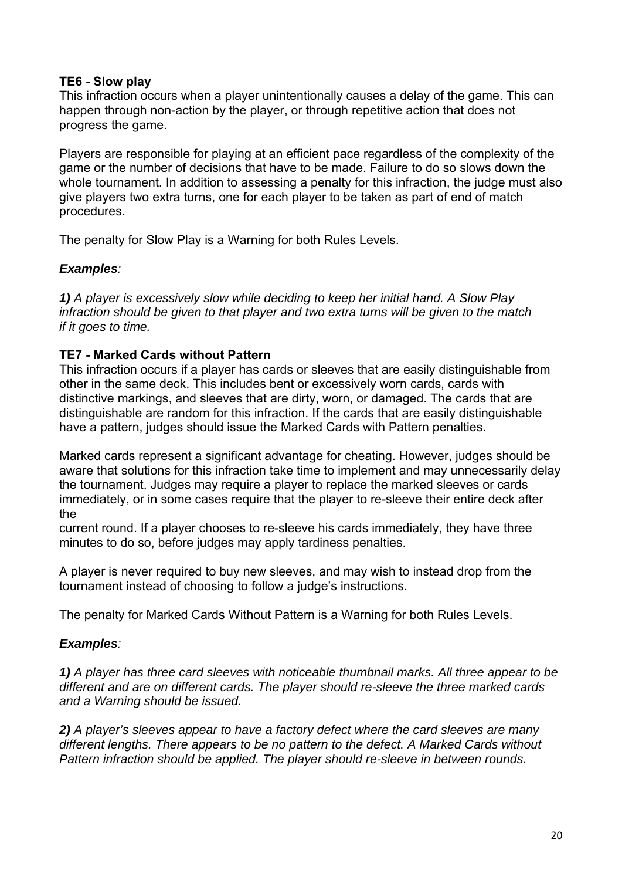**TE6 - Slow play**

This infraction occurs when a player unintentionally causes a delay of the game. This can happen through non-action by the player, or through repetitive action that does not progress the game.

Players are responsible for playing at an efficient pace regardless of the complexity of the game or the number of decisions that have to be made. Failure to do so slows down the whole tournament. In addition to assessing a penalty for this infraction, the judge must also give players two extra turns, one for each player to be taken as part of end of match procedures.

The penalty for Slow Play is a Warning for both Rules Levels.

***Examples**:*

***1)** A player is excessively slow while deciding to keep her initial hand. A Slow Play infraction should be given to that player and two extra turns will be given to the match if it goes to time.*

**TE7 - Marked Cards without Pattern**

This infraction occurs if a player has cards or sleeves that are easily distinguishable from other in the same deck. This includes bent or excessively worn cards, cards with distinctive markings, and sleeves that are dirty, worn, or damaged. The cards that are distinguishable are random for this infraction. If the cards that are easily distinguishable have a pattern, judges should issue the Marked Cards with Pattern penalties.

Marked cards represent a significant advantage for cheating. However, judges should be aware that solutions for this infraction take time to implement and may unnecessarily delay the tournament. Judges may require a player to replace the marked sleeves or cards immediately, or in some cases require that the player to re-sleeve their entire deck after the
current round. If a player chooses to re-sleeve his cards immediately, they have three minutes to do so, before judges may apply tardiness penalties.

A player is never required to buy new sleeves, and may wish to instead drop from the tournament instead of choosing to follow a judge's instructions.

The penalty for Marked Cards Without Pattern is a Warning for both Rules Levels.

***Examples**:*

***1)** A player has three card sleeves with noticeable thumbnail marks. All three appear to be different and are on different cards. The player should re-sleeve the three marked cards and a Warning should be issued.*

***2)** A player's sleeves appear to have a factory defect where the card sleeves are many different lengths. There appears to be no pattern to the defect. A Marked Cards without Pattern infraction should be applied. The player should re-sleeve in between rounds.*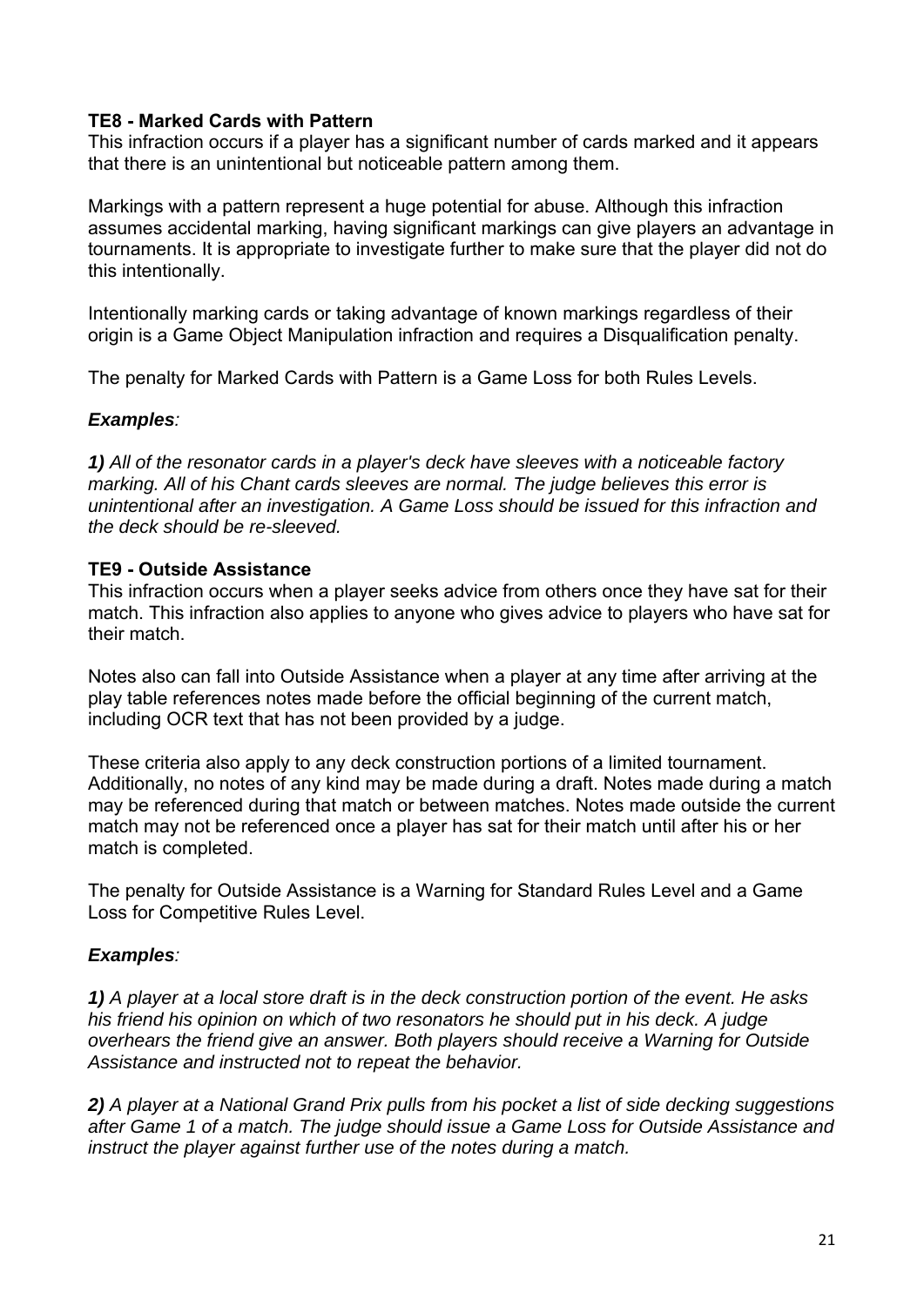### TE8 - Marked Cards with Pattern

This infraction occurs if a player has a significant number of cards marked and it appears that there is an unintentional but noticeable pattern among them.

Markings with a pattern represent a huge potential for abuse. Although this infraction assumes accidental marking, having significant markings can give players an advantage in tournaments. It is appropriate to investigate further to make sure that the player did not do this intentionally.

Intentionally marking cards or taking advantage of known markings regardless of their origin is a Game Object Manipulation infraction and requires a Disqualification penalty.

The penalty for Marked Cards with Pattern is a Game Loss for both Rules Levels.

***Examples**:*

***1)** All of the resonator cards in a player's deck have sleeves with a noticeable factory marking. All of his Chant cards sleeves are normal. The judge believes this error is unintentional after an investigation. A Game Loss should be issued for this infraction and the deck should be re-sleeved.*

### TE9 - Outside Assistance

This infraction occurs when a player seeks advice from others once they have sat for their match. This infraction also applies to anyone who gives advice to players who have sat for their match.

Notes also can fall into Outside Assistance when a player at any time after arriving at the play table references notes made before the official beginning of the current match, including OCR text that has not been provided by a judge.

These criteria also apply to any deck construction portions of a limited tournament. Additionally, no notes of any kind may be made during a draft. Notes made during a match may be referenced during that match or between matches. Notes made outside the current match may not be referenced once a player has sat for their match until after his or her match is completed.

The penalty for Outside Assistance is a Warning for Standard Rules Level and a Game Loss for Competitive Rules Level.

***Examples**:*

***1)** A player at a local store draft is in the deck construction portion of the event. He asks his friend his opinion on which of two resonators he should put in his deck. A judge overhears the friend give an answer. Both players should receive a Warning for Outside Assistance and instructed not to repeat the behavior.*

***2)** A player at a National Grand Prix pulls from his pocket a list of side decking suggestions after Game 1 of a match. The judge should issue a Game Loss for Outside Assistance and instruct the player against further use of the notes during a match.*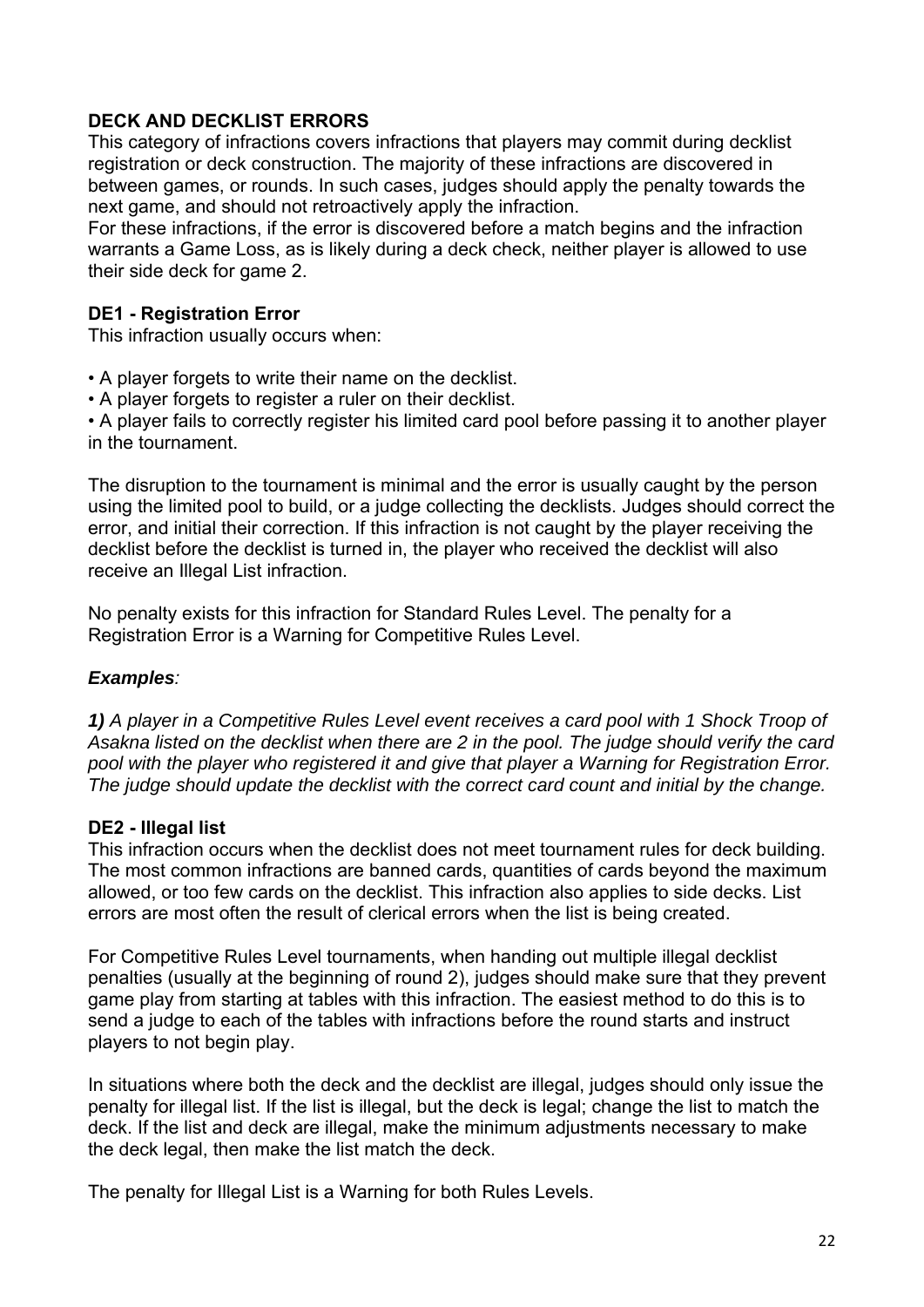## DECK AND DECKLIST ERRORS

This category of infractions covers infractions that players may commit during decklist registration or deck construction. The majority of these infractions are discovered in between games, or rounds. In such cases, judges should apply the penalty towards the next game, and should not retroactively apply the infraction.
For these infractions, if the error is discovered before a match begins and the infraction warrants a Game Loss, as is likely during a deck check, neither player is allowed to use their side deck for game 2.

### DE1 - Registration Error

This infraction usually occurs when:

- A player forgets to write their name on the decklist.
- A player forgets to register a ruler on their decklist.
- A player fails to correctly register his limited card pool before passing it to another player in the tournament.

The disruption to the tournament is minimal and the error is usually caught by the person using the limited pool to build, or a judge collecting the decklists. Judges should correct the error, and initial their correction. If this infraction is not caught by the player receiving the decklist before the decklist is turned in, the player who received the decklist will also receive an Illegal List infraction.

No penalty exists for this infraction for Standard Rules Level. The penalty for a Registration Error is a Warning for Competitive Rules Level.

***Examples**:*

***1)** A player in a Competitive Rules Level event receives a card pool with 1 Shock Troop of Asakna listed on the decklist when there are 2 in the pool. The judge should verify the card pool with the player who registered it and give that player a Warning for Registration Error. The judge should update the decklist with the correct card count and initial by the change.*

### DE2 - Illegal list

This infraction occurs when the decklist does not meet tournament rules for deck building. The most common infractions are banned cards, quantities of cards beyond the maximum allowed, or too few cards on the decklist. This infraction also applies to side decks. List errors are most often the result of clerical errors when the list is being created.

For Competitive Rules Level tournaments, when handing out multiple illegal decklist penalties (usually at the beginning of round 2), judges should make sure that they prevent game play from starting at tables with this infraction. The easiest method to do this is to send a judge to each of the tables with infractions before the round starts and instruct players to not begin play.

In situations where both the deck and the decklist are illegal, judges should only issue the penalty for illegal list. If the list is illegal, but the deck is legal; change the list to match the deck. If the list and deck are illegal, make the minimum adjustments necessary to make the deck legal, then make the list match the deck.

The penalty for Illegal List is a Warning for both Rules Levels.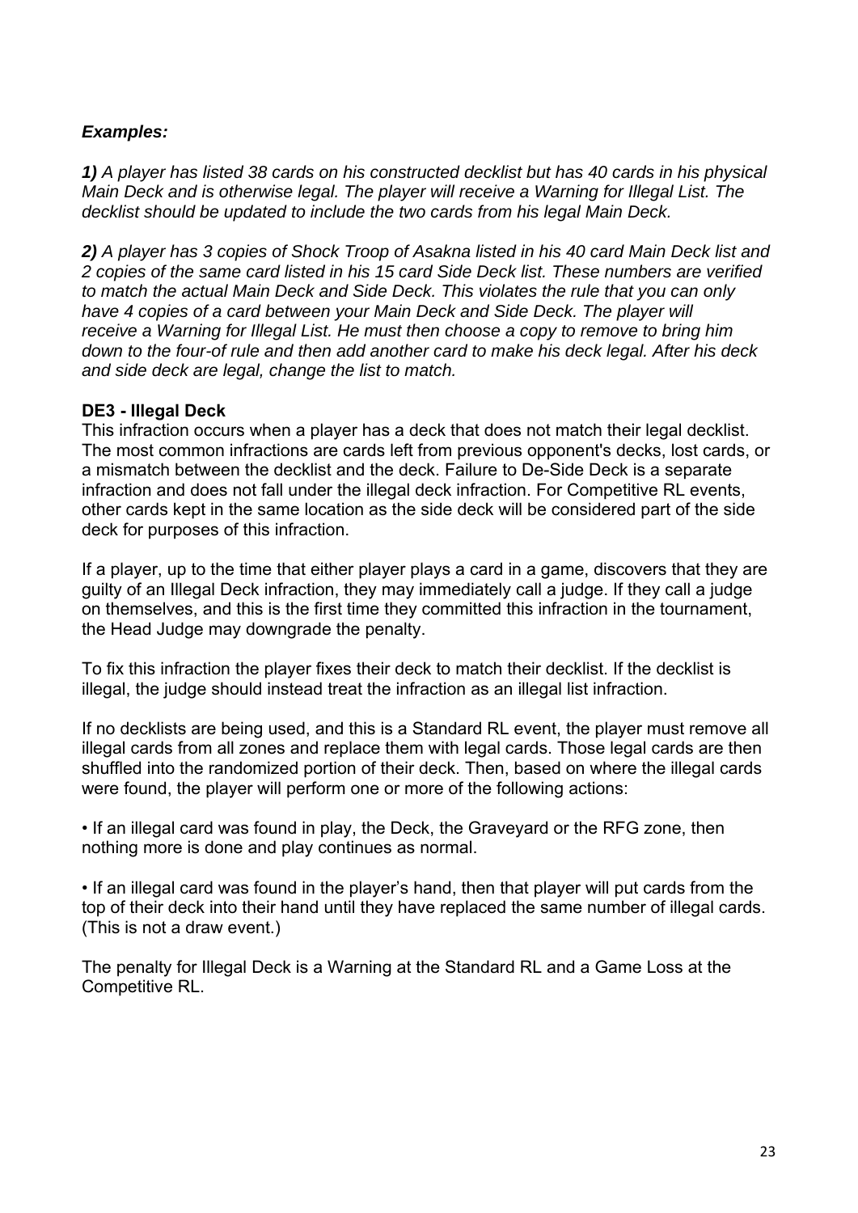***Examples:***

***1)*** *A player has listed 38 cards on his constructed decklist but has 40 cards in his physical Main Deck and is otherwise legal. The player will receive a Warning for Illegal List. The decklist should be updated to include the two cards from his legal Main Deck.*

***2)*** *A player has 3 copies of Shock Troop of Asakna listed in his 40 card Main Deck list and 2 copies of the same card listed in his 15 card Side Deck list. These numbers are verified to match the actual Main Deck and Side Deck. This violates the rule that you can only have 4 copies of a card between your Main Deck and Side Deck. The player will receive a Warning for Illegal List. He must then choose a copy to remove to bring him down to the four-of rule and then add another card to make his deck legal. After his deck and side deck are legal, change the list to match.*

**DE3 - Illegal Deck**

This infraction occurs when a player has a deck that does not match their legal decklist. The most common infractions are cards left from previous opponent's decks, lost cards, or a mismatch between the decklist and the deck. Failure to De-Side Deck is a separate infraction and does not fall under the illegal deck infraction. For Competitive RL events, other cards kept in the same location as the side deck will be considered part of the side deck for purposes of this infraction.

If a player, up to the time that either player plays a card in a game, discovers that they are guilty of an Illegal Deck infraction, they may immediately call a judge. If they call a judge on themselves, and this is the first time they committed this infraction in the tournament, the Head Judge may downgrade the penalty.

To fix this infraction the player fixes their deck to match their decklist. If the decklist is illegal, the judge should instead treat the infraction as an illegal list infraction.

If no decklists are being used, and this is a Standard RL event, the player must remove all illegal cards from all zones and replace them with legal cards. Those legal cards are then shuffled into the randomized portion of their deck. Then, based on where the illegal cards were found, the player will perform one or more of the following actions:

- If an illegal card was found in play, the Deck, the Graveyard or the RFG zone, then nothing more is done and play continues as normal.

- If an illegal card was found in the player's hand, then that player will put cards from the top of their deck into their hand until they have replaced the same number of illegal cards. (This is not a draw event.)

The penalty for Illegal Deck is a Warning at the Standard RL and a Game Loss at the Competitive RL.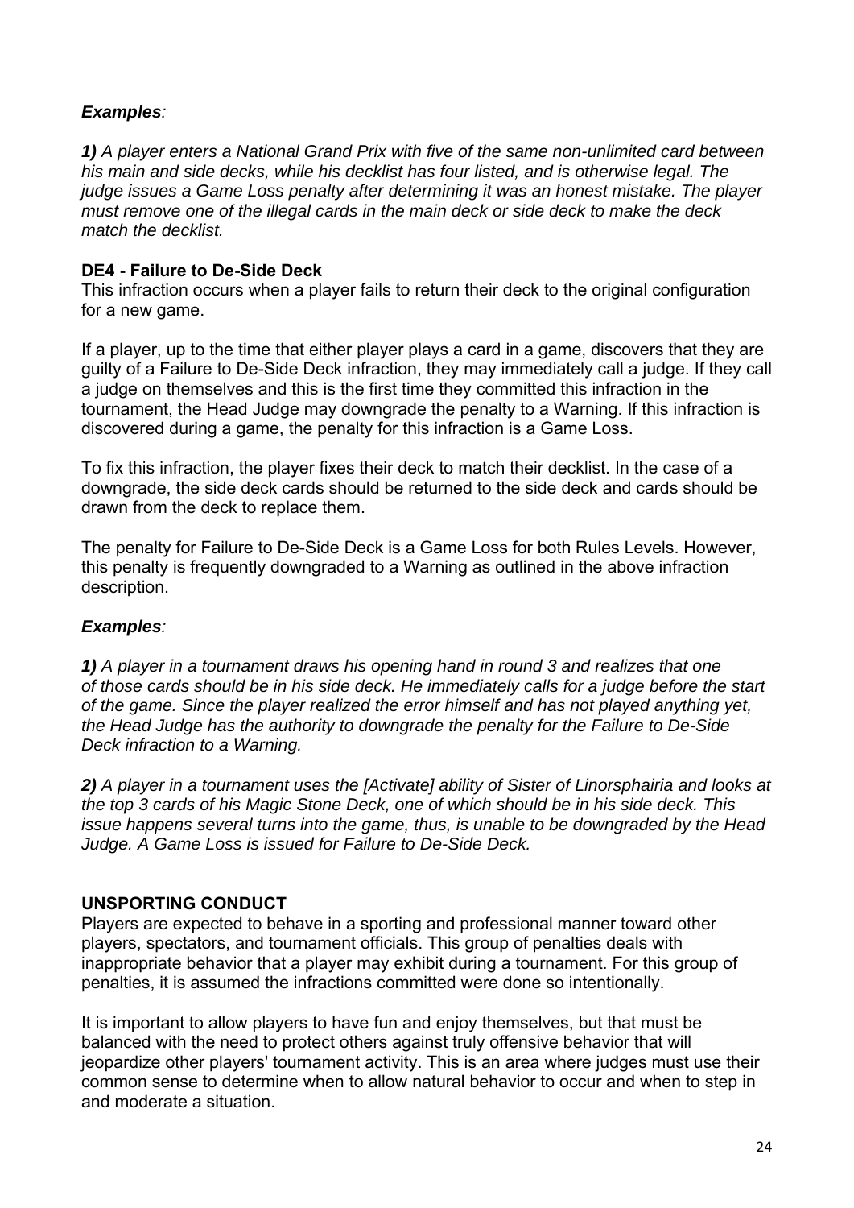***Examples**:*

***1)** A player enters a National Grand Prix with five of the same non-unlimited card between his main and side decks, while his decklist has four listed, and is otherwise legal. The judge issues a Game Loss penalty after determining it was an honest mistake. The player must remove one of the illegal cards in the main deck or side deck to make the deck match the decklist.*

### DE4 - Failure to De-Side Deck

This infraction occurs when a player fails to return their deck to the original configuration for a new game.

If a player, up to the time that either player plays a card in a game, discovers that they are guilty of a Failure to De-Side Deck infraction, they may immediately call a judge. If they call a judge on themselves and this is the first time they committed this infraction in the tournament, the Head Judge may downgrade the penalty to a Warning. If this infraction is discovered during a game, the penalty for this infraction is a Game Loss.

To fix this infraction, the player fixes their deck to match their decklist. In the case of a downgrade, the side deck cards should be returned to the side deck and cards should be drawn from the deck to replace them.

The penalty for Failure to De-Side Deck is a Game Loss for both Rules Levels. However, this penalty is frequently downgraded to a Warning as outlined in the above infraction description.

***Examples**:*

***1)** A player in a tournament draws his opening hand in round 3 and realizes that one of those cards should be in his side deck. He immediately calls for a judge before the start of the game. Since the player realized the error himself and has not played anything yet, the Head Judge has the authority to downgrade the penalty for the Failure to De-Side Deck infraction to a Warning.*

***2)** A player in a tournament uses the [Activate] ability of Sister of Linorsphairia and looks at the top 3 cards of his Magic Stone Deck, one of which should be in his side deck. This issue happens several turns into the game, thus, is unable to be downgraded by the Head Judge. A Game Loss is issued for Failure to De-Side Deck.*

## UNSPORTING CONDUCT

Players are expected to behave in a sporting and professional manner toward other players, spectators, and tournament officials. This group of penalties deals with inappropriate behavior that a player may exhibit during a tournament. For this group of penalties, it is assumed the infractions committed were done so intentionally.

It is important to allow players to have fun and enjoy themselves, but that must be balanced with the need to protect others against truly offensive behavior that will jeopardize other players' tournament activity. This is an area where judges must use their common sense to determine when to allow natural behavior to occur and when to step in and moderate a situation.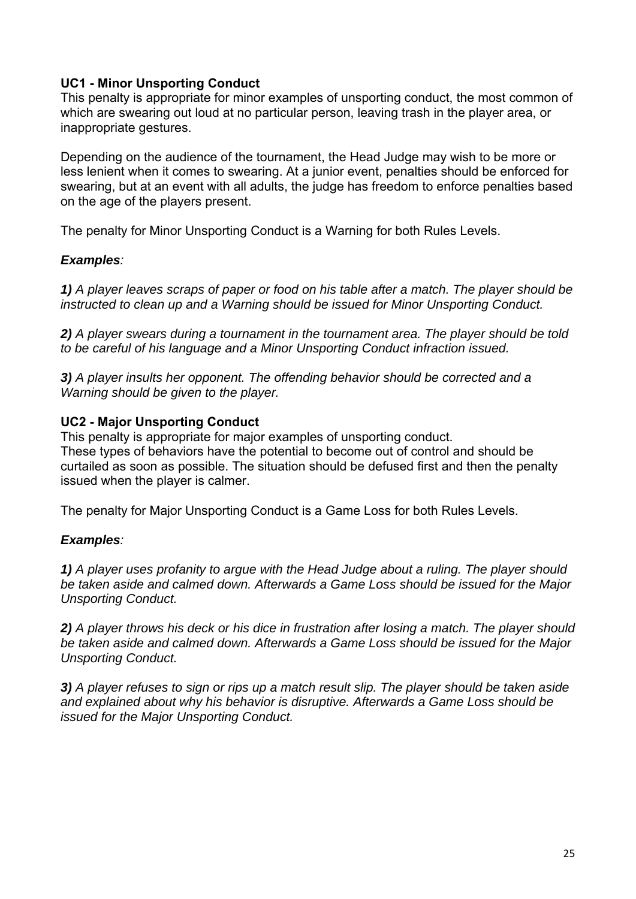**UC1 - Minor Unsporting Conduct**

This penalty is appropriate for minor examples of unsporting conduct, the most common of which are swearing out loud at no particular person, leaving trash in the player area, or inappropriate gestures.

Depending on the audience of the tournament, the Head Judge may wish to be more or less lenient when it comes to swearing. At a junior event, penalties should be enforced for swearing, but at an event with all adults, the judge has freedom to enforce penalties based on the age of the players present.

The penalty for Minor Unsporting Conduct is a Warning for both Rules Levels.

***Examples**:*

***1)** A player leaves scraps of paper or food on his table after a match. The player should be instructed to clean up and a Warning should be issued for Minor Unsporting Conduct.*

***2)** A player swears during a tournament in the tournament area. The player should be told to be careful of his language and a Minor Unsporting Conduct infraction issued.*

***3)** A player insults her opponent. The offending behavior should be corrected and a Warning should be given to the player.*

**UC2 - Major Unsporting Conduct**

This penalty is appropriate for major examples of unsporting conduct.
These types of behaviors have the potential to become out of control and should be curtailed as soon as possible. The situation should be defused first and then the penalty issued when the player is calmer.

The penalty for Major Unsporting Conduct is a Game Loss for both Rules Levels.

***Examples**:*

***1)** A player uses profanity to argue with the Head Judge about a ruling. The player should be taken aside and calmed down. Afterwards a Game Loss should be issued for the Major Unsporting Conduct.*

***2)** A player throws his deck or his dice in frustration after losing a match. The player should be taken aside and calmed down. Afterwards a Game Loss should be issued for the Major Unsporting Conduct.*

***3)** A player refuses to sign or rips up a match result slip. The player should be taken aside and explained about why his behavior is disruptive. Afterwards a Game Loss should be issued for the Major Unsporting Conduct.*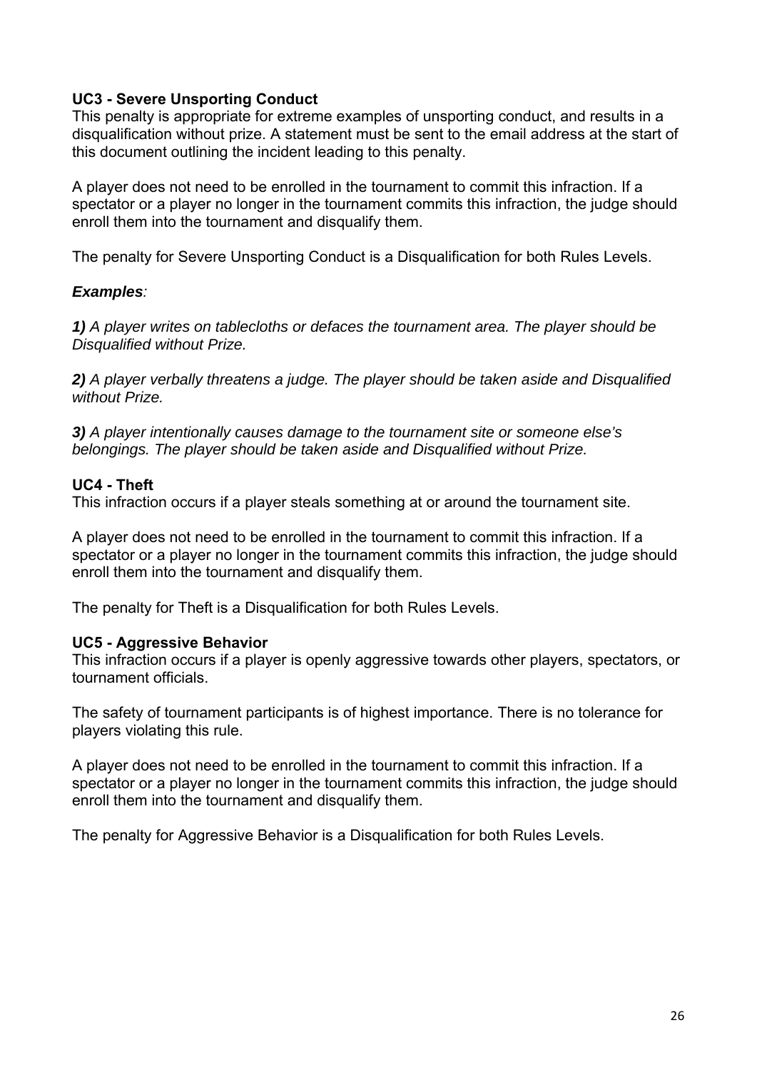**UC3 - Severe Unsporting Conduct**
This penalty is appropriate for extreme examples of unsporting conduct, and results in a disqualification without prize. A statement must be sent to the email address at the start of this document outlining the incident leading to this penalty.

A player does not need to be enrolled in the tournament to commit this infraction. If a spectator or a player no longer in the tournament commits this infraction, the judge should enroll them into the tournament and disqualify them.

The penalty for Severe Unsporting Conduct is a Disqualification for both Rules Levels.

***Examples**:*

***1)** A player writes on tablecloths or defaces the tournament area. The player should be Disqualified without Prize.*

***2)** A player verbally threatens a judge. The player should be taken aside and Disqualified without Prize.*

***3)** A player intentionally causes damage to the tournament site or someone else's belongings. The player should be taken aside and Disqualified without Prize.*

**UC4 - Theft**
This infraction occurs if a player steals something at or around the tournament site.

A player does not need to be enrolled in the tournament to commit this infraction. If a spectator or a player no longer in the tournament commits this infraction, the judge should enroll them into the tournament and disqualify them.

The penalty for Theft is a Disqualification for both Rules Levels.

**UC5 - Aggressive Behavior**
This infraction occurs if a player is openly aggressive towards other players, spectators, or tournament officials.

The safety of tournament participants is of highest importance. There is no tolerance for players violating this rule.

A player does not need to be enrolled in the tournament to commit this infraction. If a spectator or a player no longer in the tournament commits this infraction, the judge should enroll them into the tournament and disqualify them.

The penalty for Aggressive Behavior is a Disqualification for both Rules Levels.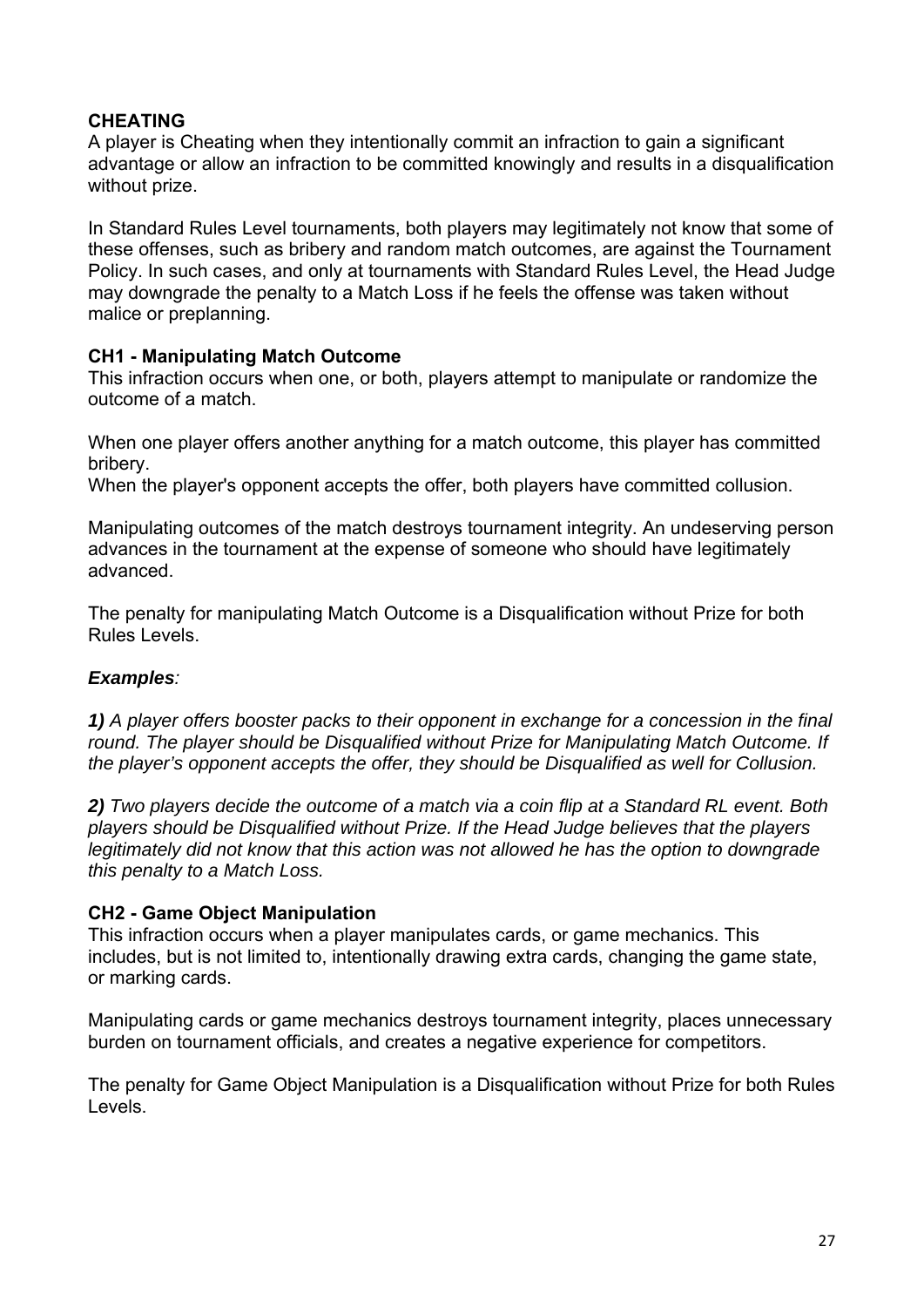### CHEATING

A player is Cheating when they intentionally commit an infraction to gain a significant advantage or allow an infraction to be committed knowingly and results in a disqualification without prize.

In Standard Rules Level tournaments, both players may legitimately not know that some of these offenses, such as bribery and random match outcomes, are against the Tournament Policy. In such cases, and only at tournaments with Standard Rules Level, the Head Judge may downgrade the penalty to a Match Loss if he feels the offense was taken without malice or preplanning.

#### CH1 - Manipulating Match Outcome

This infraction occurs when one, or both, players attempt to manipulate or randomize the outcome of a match.

When one player offers another anything for a match outcome, this player has committed bribery.
When the player's opponent accepts the offer, both players have committed collusion.

Manipulating outcomes of the match destroys tournament integrity. An undeserving person advances in the tournament at the expense of someone who should have legitimately advanced.

The penalty for manipulating Match Outcome is a Disqualification without Prize for both Rules Levels.

***Examples**:*

***1)** A player offers booster packs to their opponent in exchange for a concession in the final round. The player should be Disqualified without Prize for Manipulating Match Outcome. If the player's opponent accepts the offer, they should be Disqualified as well for Collusion.*

***2)** Two players decide the outcome of a match via a coin flip at a Standard RL event. Both players should be Disqualified without Prize. If the Head Judge believes that the players legitimately did not know that this action was not allowed he has the option to downgrade this penalty to a Match Loss.*

#### CH2 - Game Object Manipulation

This infraction occurs when a player manipulates cards, or game mechanics. This includes, but is not limited to, intentionally drawing extra cards, changing the game state, or marking cards.

Manipulating cards or game mechanics destroys tournament integrity, places unnecessary burden on tournament officials, and creates a negative experience for competitors.

The penalty for Game Object Manipulation is a Disqualification without Prize for both Rules Levels.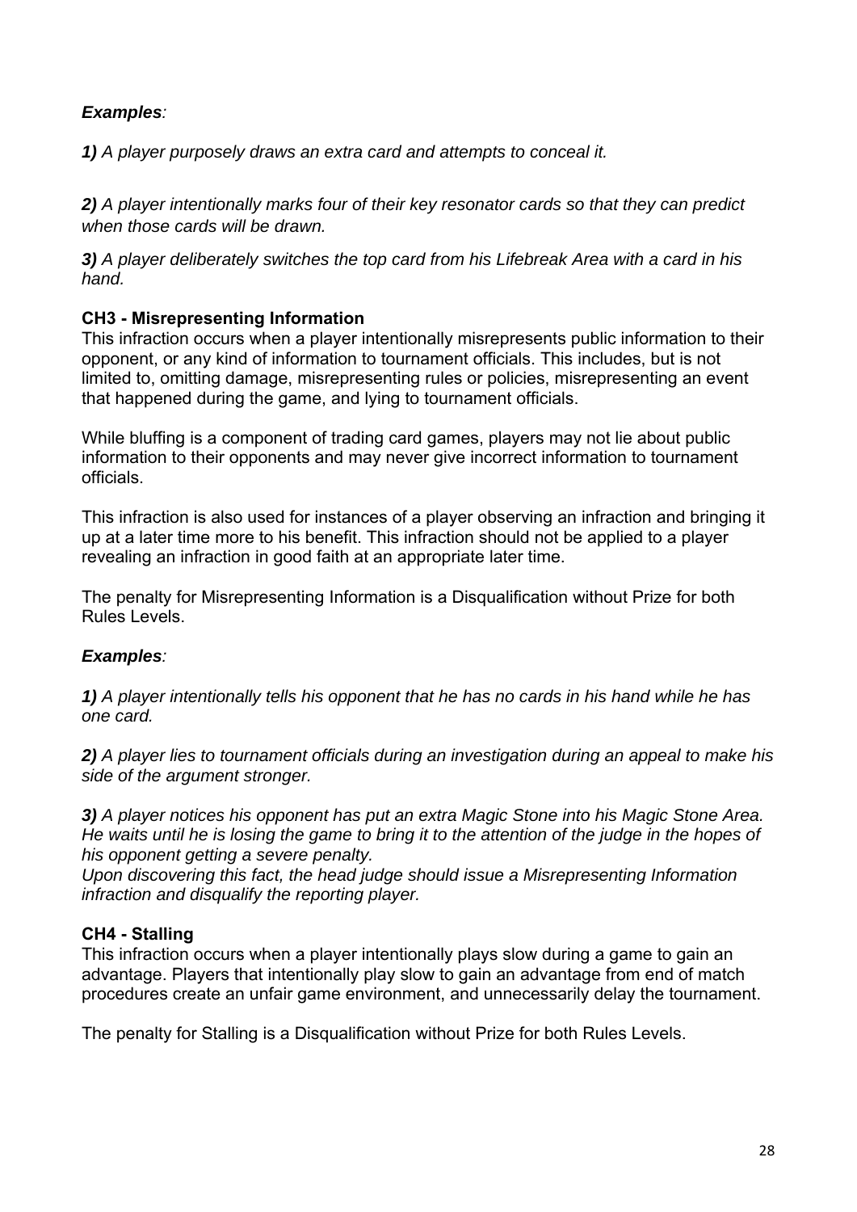***Examples***:

***1)*** *A player purposely draws an extra card and attempts to conceal it.*

***2)*** *A player intentionally marks four of their key resonator cards so that they can predict when those cards will be drawn.*

***3)*** *A player deliberately switches the top card from his Lifebreak Area with a card in his hand.*

**CH3 - Misrepresenting Information**

This infraction occurs when a player intentionally misrepresents public information to their opponent, or any kind of information to tournament officials. This includes, but is not limited to, omitting damage, misrepresenting rules or policies, misrepresenting an event that happened during the game, and lying to tournament officials.

While bluffing is a component of trading card games, players may not lie about public information to their opponents and may never give incorrect information to tournament officials.

This infraction is also used for instances of a player observing an infraction and bringing it up at a later time more to his benefit. This infraction should not be applied to a player revealing an infraction in good faith at an appropriate later time.

The penalty for Misrepresenting Information is a Disqualification without Prize for both Rules Levels.

***Examples***:

***1)*** *A player intentionally tells his opponent that he has no cards in his hand while he has one card.*

***2)*** *A player lies to tournament officials during an investigation during an appeal to make his side of the argument stronger.*

***3)*** *A player notices his opponent has put an extra Magic Stone into his Magic Stone Area. He waits until he is losing the game to bring it to the attention of the judge in the hopes of his opponent getting a severe penalty.*
*Upon discovering this fact, the head judge should issue a Misrepresenting Information infraction and disqualify the reporting player.*

**CH4 - Stalling**

This infraction occurs when a player intentionally plays slow during a game to gain an advantage. Players that intentionally play slow to gain an advantage from end of match procedures create an unfair game environment, and unnecessarily delay the tournament.

The penalty for Stalling is a Disqualification without Prize for both Rules Levels.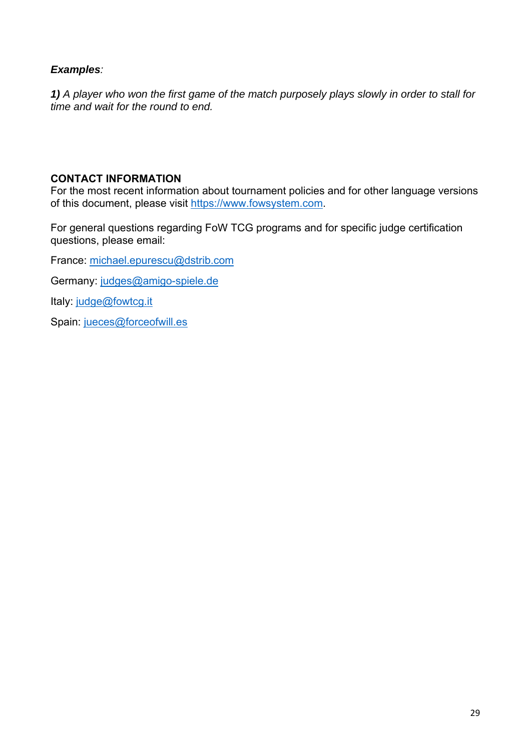***Examples**:*

***1)** A player who won the first game of the match purposely plays slowly in order to stall for time and wait for the round to end.*

**CONTACT INFORMATION**

For the most recent information about tournament policies and for other language versions of this document, please visit https://www.fowsystem.com.

For general questions regarding FoW TCG programs and for specific judge certification questions, please email:

France: michael.epurescu@dstrib.com

Germany: judges@amigo-spiele.de

Italy: judge@fowtcg.it

Spain: jueces@forceofwill.es